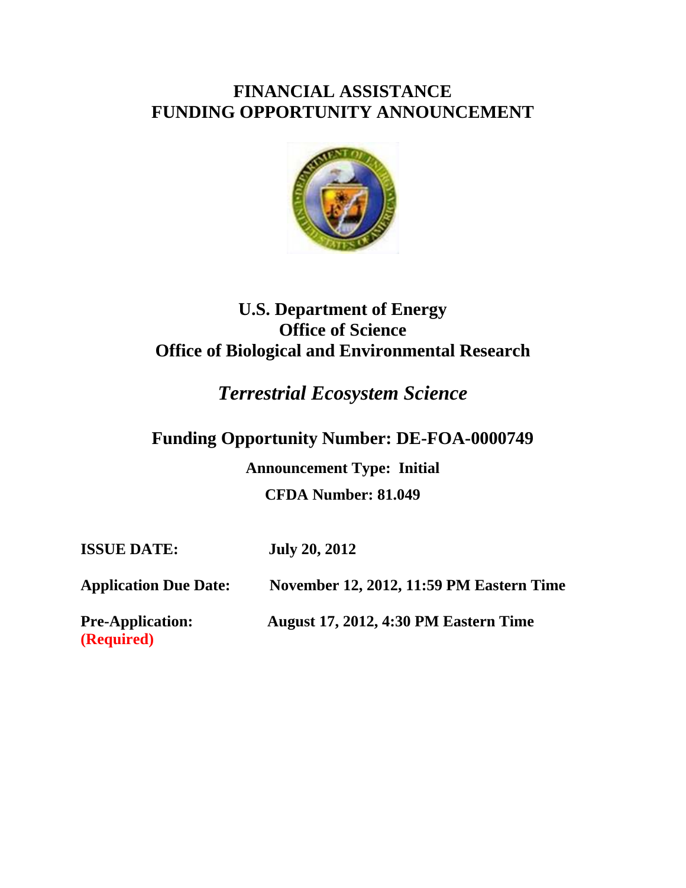# FINANCIAL ASSISTANCE
# FUNDING OPPORTUNITY ANNOUNCEMENT

## U.S. Department of Energy
## Office of Science
## Office of Biological and Environmental Research

## *Terrestrial Ecosystem Science*

## Funding Opportunity Number: DE-FOA-0000749

**Announcement Type: Initial**

**CFDA Number: 81.049**

| | |
|---|---|
| **ISSUE DATE:** | **July 20, 2012** |
| **Application Due Date:** | **November 12, 2012, 11:59 PM Eastern Time** |
| **Pre-Application: (Required)** | **August 17, 2012, 4:30 PM Eastern Time** |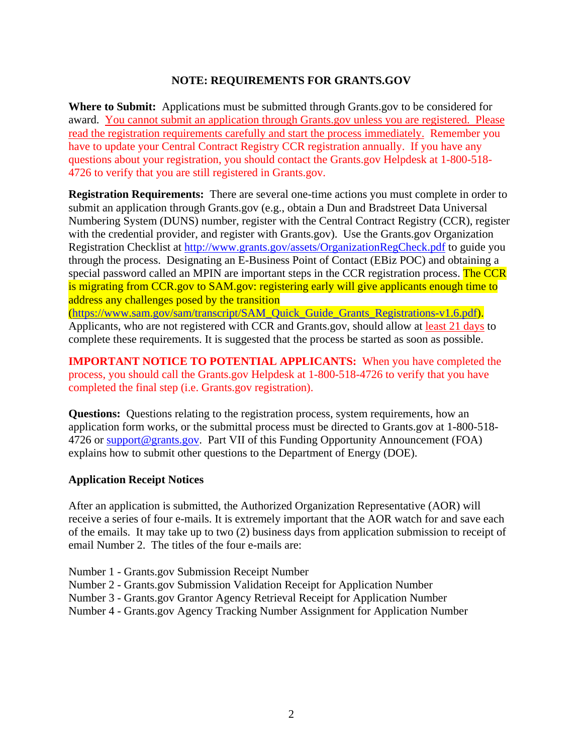## NOTE: REQUIREMENTS FOR GRANTS.GOV

**Where to Submit:** Applications must be submitted through Grants.gov to be considered for award. You cannot submit an application through Grants.gov unless you are registered. Please read the registration requirements carefully and start the process immediately. Remember you have to update your Central Contract Registry CCR registration annually. If you have any questions about your registration, you should contact the Grants.gov Helpdesk at 1-800-518-4726 to verify that you are still registered in Grants.gov.

**Registration Requirements:** There are several one-time actions you must complete in order to submit an application through Grants.gov (e.g., obtain a Dun and Bradstreet Data Universal Numbering System (DUNS) number, register with the Central Contract Registry (CCR), register with the credential provider, and register with Grants.gov). Use the Grants.gov Organization Registration Checklist at http://www.grants.gov/assets/OrganizationRegCheck.pdf to guide you through the process. Designating an E-Business Point of Contact (EBiz POC) and obtaining a special password called an MPIN are important steps in the CCR registration process. The CCR is migrating from CCR.gov to SAM.gov: registering early will give applicants enough time to address any challenges posed by the transition (https://www.sam.gov/sam/transcript/SAM_Quick_Guide_Grants_Registrations-v1.6.pdf). Applicants, who are not registered with CCR and Grants.gov, should allow at least 21 days to complete these requirements. It is suggested that the process be started as soon as possible.

**IMPORTANT NOTICE TO POTENTIAL APPLICANTS:** When you have completed the process, you should call the Grants.gov Helpdesk at 1-800-518-4726 to verify that you have completed the final step (i.e. Grants.gov registration).

**Questions:** Questions relating to the registration process, system requirements, how an application form works, or the submittal process must be directed to Grants.gov at 1-800-518-4726 or support@grants.gov. Part VII of this Funding Opportunity Announcement (FOA) explains how to submit other questions to the Department of Energy (DOE).

**Application Receipt Notices**

After an application is submitted, the Authorized Organization Representative (AOR) will receive a series of four e-mails. It is extremely important that the AOR watch for and save each of the emails. It may take up to two (2) business days from application submission to receipt of email Number 2. The titles of the four e-mails are:

Number 1 - Grants.gov Submission Receipt Number
Number 2 - Grants.gov Submission Validation Receipt for Application Number
Number 3 - Grants.gov Grantor Agency Retrieval Receipt for Application Number
Number 4 - Grants.gov Agency Tracking Number Assignment for Application Number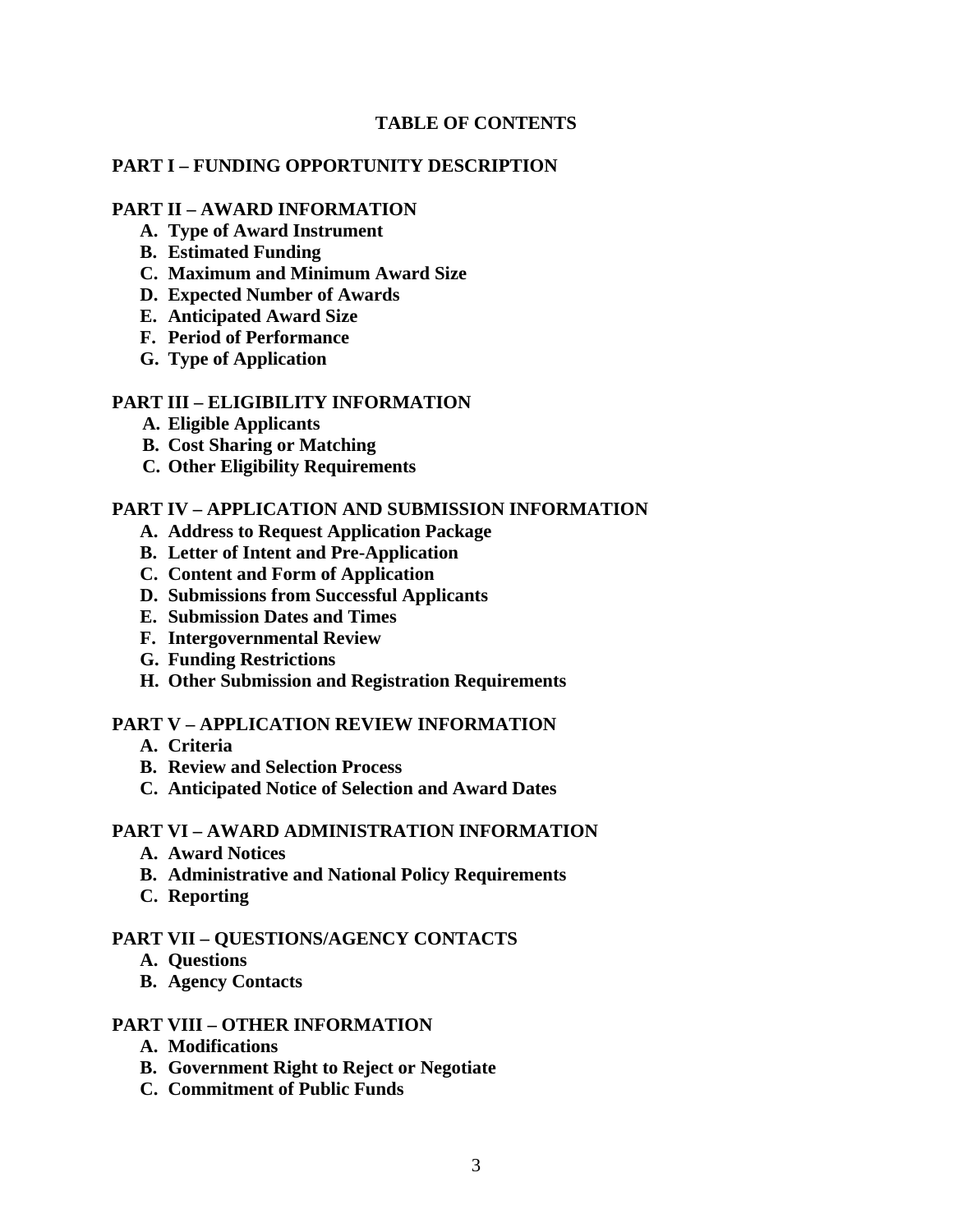# TABLE OF CONTENTS

**PART I – FUNDING OPPORTUNITY DESCRIPTION**

**PART II – AWARD INFORMATION**

- **A. Type of Award Instrument**
- **B. Estimated Funding**
- **C. Maximum and Minimum Award Size**
- **D. Expected Number of Awards**
- **E. Anticipated Award Size**
- **F. Period of Performance**
- **G. Type of Application**

**PART III – ELIGIBILITY INFORMATION**

- **A. Eligible Applicants**
- **B. Cost Sharing or Matching**
- **C. Other Eligibility Requirements**

**PART IV – APPLICATION AND SUBMISSION INFORMATION**

- **A. Address to Request Application Package**
- **B. Letter of Intent and Pre-Application**
- **C. Content and Form of Application**
- **D. Submissions from Successful Applicants**
- **E. Submission Dates and Times**
- **F. Intergovernmental Review**
- **G. Funding Restrictions**
- **H. Other Submission and Registration Requirements**

**PART V – APPLICATION REVIEW INFORMATION**

- **A. Criteria**
- **B. Review and Selection Process**
- **C. Anticipated Notice of Selection and Award Dates**

**PART VI – AWARD ADMINISTRATION INFORMATION**

- **A. Award Notices**
- **B. Administrative and National Policy Requirements**
- **C. Reporting**

**PART VII – QUESTIONS/AGENCY CONTACTS**

- **A. Questions**
- **B. Agency Contacts**

**PART VIII – OTHER INFORMATION**

- **A. Modifications**
- **B. Government Right to Reject or Negotiate**
- **C. Commitment of Public Funds**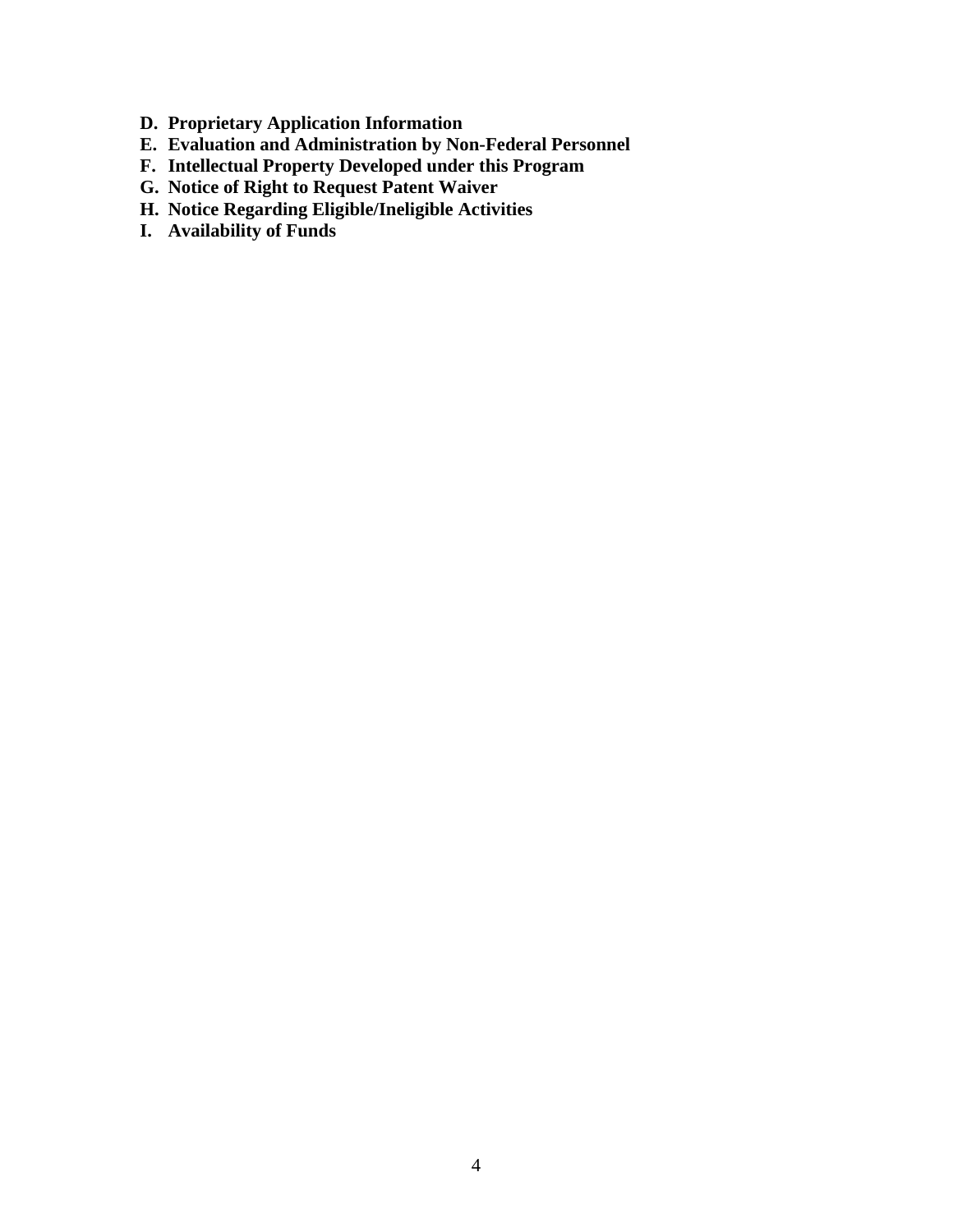- **D. Proprietary Application Information**
- **E. Evaluation and Administration by Non-Federal Personnel**
- **F. Intellectual Property Developed under this Program**
- **G. Notice of Right to Request Patent Waiver**
- **H. Notice Regarding Eligible/Ineligible Activities**
- **I. Availability of Funds**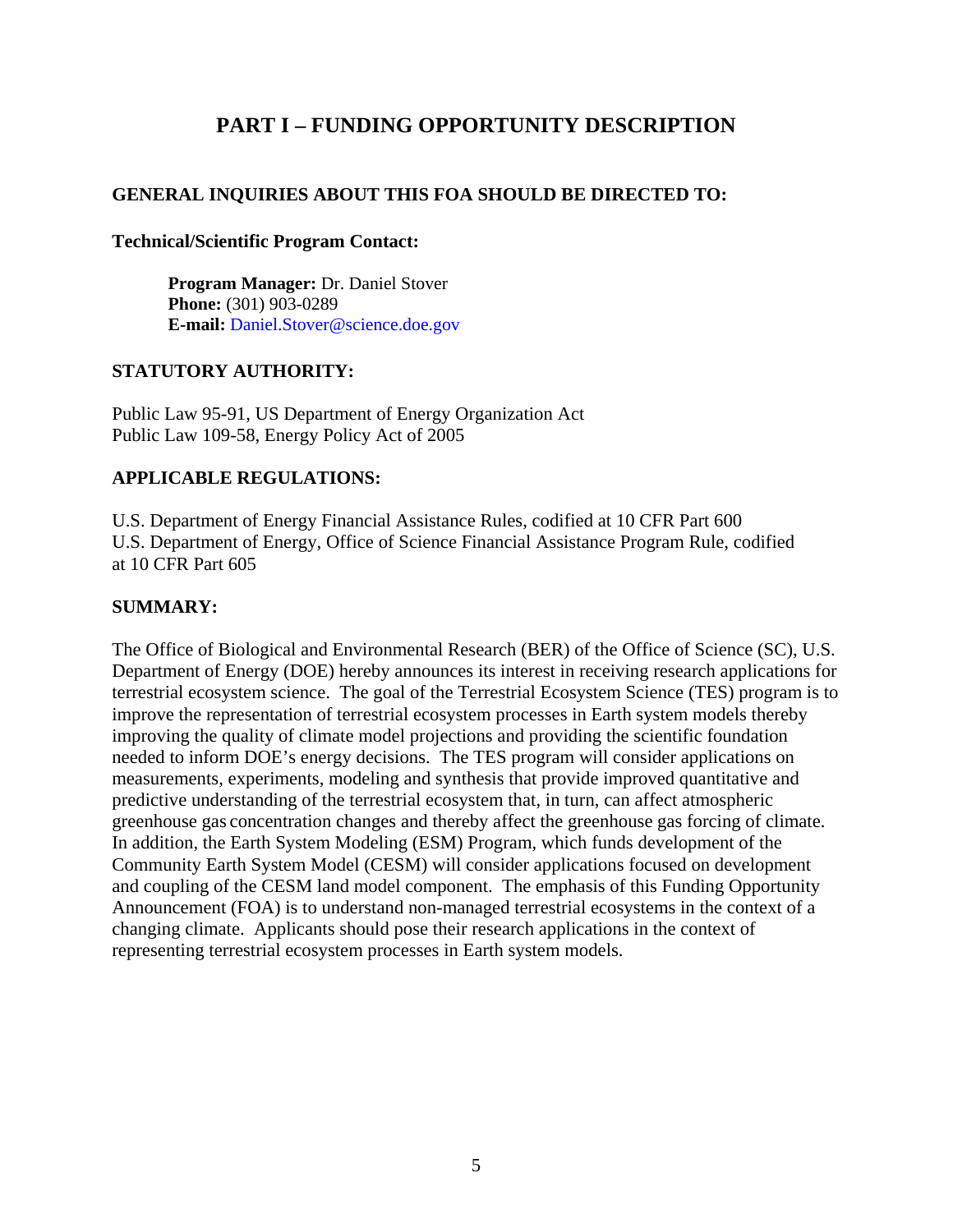# PART I – FUNDING OPPORTUNITY DESCRIPTION

## GENERAL INQUIRIES ABOUT THIS FOA SHOULD BE DIRECTED TO:

**Technical/Scientific Program Contact:**

**Program Manager:** Dr. Daniel Stover
**Phone:** (301) 903-0289
**E-mail:** Daniel.Stover@science.doe.gov

## STATUTORY AUTHORITY:

Public Law 95-91, US Department of Energy Organization Act
Public Law 109-58, Energy Policy Act of 2005

## APPLICABLE REGULATIONS:

U.S. Department of Energy Financial Assistance Rules, codified at 10 CFR Part 600
U.S. Department of Energy, Office of Science Financial Assistance Program Rule, codified at 10 CFR Part 605

## SUMMARY:

The Office of Biological and Environmental Research (BER) of the Office of Science (SC), U.S. Department of Energy (DOE) hereby announces its interest in receiving research applications for terrestrial ecosystem science. The goal of the Terrestrial Ecosystem Science (TES) program is to improve the representation of terrestrial ecosystem processes in Earth system models thereby improving the quality of climate model projections and providing the scientific foundation needed to inform DOE's energy decisions. The TES program will consider applications on measurements, experiments, modeling and synthesis that provide improved quantitative and predictive understanding of the terrestrial ecosystem that, in turn, can affect atmospheric greenhouse gas concentration changes and thereby affect the greenhouse gas forcing of climate. In addition, the Earth System Modeling (ESM) Program, which funds development of the Community Earth System Model (CESM) will consider applications focused on development and coupling of the CESM land model component. The emphasis of this Funding Opportunity Announcement (FOA) is to understand non-managed terrestrial ecosystems in the context of a changing climate. Applicants should pose their research applications in the context of representing terrestrial ecosystem processes in Earth system models.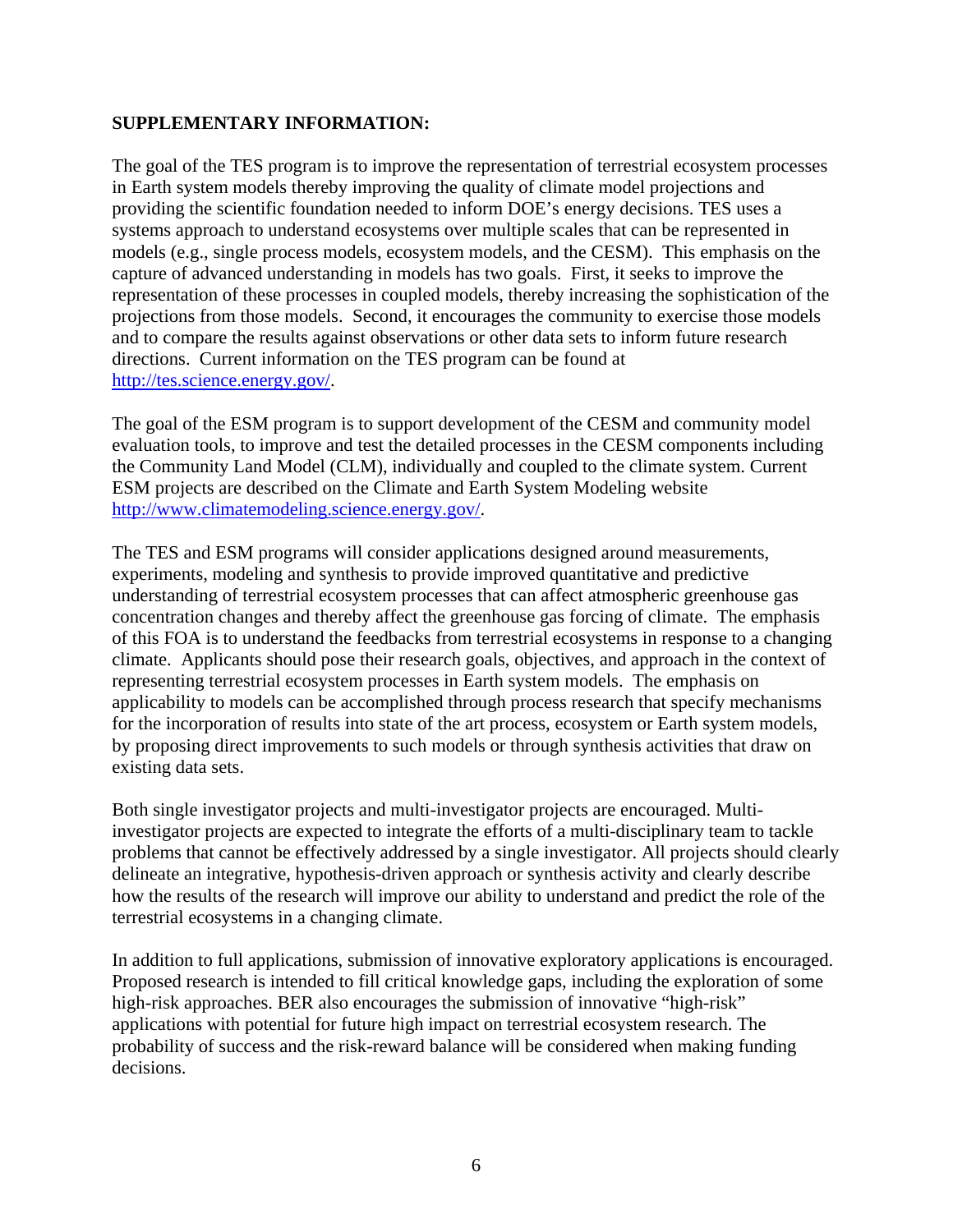**SUPPLEMENTARY INFORMATION:**

The goal of the TES program is to improve the representation of terrestrial ecosystem processes in Earth system models thereby improving the quality of climate model projections and providing the scientific foundation needed to inform DOE's energy decisions. TES uses a systems approach to understand ecosystems over multiple scales that can be represented in models (e.g., single process models, ecosystem models, and the CESM). This emphasis on the capture of advanced understanding in models has two goals. First, it seeks to improve the representation of these processes in coupled models, thereby increasing the sophistication of the projections from those models. Second, it encourages the community to exercise those models and to compare the results against observations or other data sets to inform future research directions. Current information on the TES program can be found at [http://tes.science.energy.gov/](http://tes.science.energy.gov/).

The goal of the ESM program is to support development of the CESM and community model evaluation tools, to improve and test the detailed processes in the CESM components including the Community Land Model (CLM), individually and coupled to the climate system. Current ESM projects are described on the Climate and Earth System Modeling website [http://www.climatemodeling.science.energy.gov/](http://www.climatemodeling.science.energy.gov/).

The TES and ESM programs will consider applications designed around measurements, experiments, modeling and synthesis to provide improved quantitative and predictive understanding of terrestrial ecosystem processes that can affect atmospheric greenhouse gas concentration changes and thereby affect the greenhouse gas forcing of climate. The emphasis of this FOA is to understand the feedbacks from terrestrial ecosystems in response to a changing climate. Applicants should pose their research goals, objectives, and approach in the context of representing terrestrial ecosystem processes in Earth system models. The emphasis on applicability to models can be accomplished through process research that specify mechanisms for the incorporation of results into state of the art process, ecosystem or Earth system models, by proposing direct improvements to such models or through synthesis activities that draw on existing data sets.

Both single investigator projects and multi-investigator projects are encouraged. Multi-investigator projects are expected to integrate the efforts of a multi-disciplinary team to tackle problems that cannot be effectively addressed by a single investigator. All projects should clearly delineate an integrative, hypothesis-driven approach or synthesis activity and clearly describe how the results of the research will improve our ability to understand and predict the role of the terrestrial ecosystems in a changing climate.

In addition to full applications, submission of innovative exploratory applications is encouraged. Proposed research is intended to fill critical knowledge gaps, including the exploration of some high-risk approaches. BER also encourages the submission of innovative "high-risk" applications with potential for future high impact on terrestrial ecosystem research. The probability of success and the risk-reward balance will be considered when making funding decisions.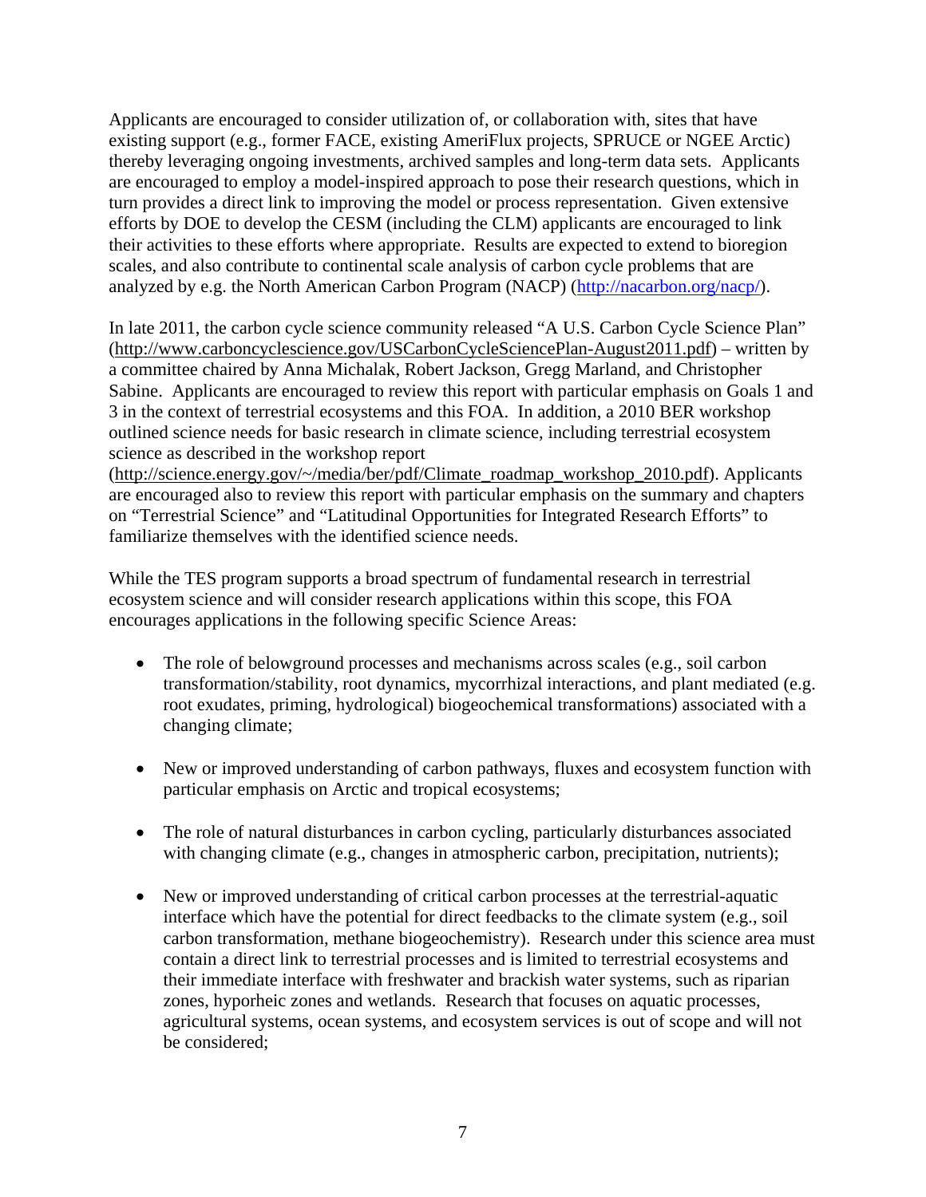Applicants are encouraged to consider utilization of, or collaboration with, sites that have existing support (e.g., former FACE, existing AmeriFlux projects, SPRUCE or NGEE Arctic) thereby leveraging ongoing investments, archived samples and long-term data sets. Applicants are encouraged to employ a model-inspired approach to pose their research questions, which in turn provides a direct link to improving the model or process representation. Given extensive efforts by DOE to develop the CESM (including the CLM) applicants are encouraged to link their activities to these efforts where appropriate. Results are expected to extend to bioregion scales, and also contribute to continental scale analysis of carbon cycle problems that are analyzed by e.g. the North American Carbon Program (NACP) (http://nacarbon.org/nacp/).

In late 2011, the carbon cycle science community released "A U.S. Carbon Cycle Science Plan" (http://www.carboncyclescience.gov/USCarbonCycleSciencePlan-August2011.pdf) – written by a committee chaired by Anna Michalak, Robert Jackson, Gregg Marland, and Christopher Sabine. Applicants are encouraged to review this report with particular emphasis on Goals 1 and 3 in the context of terrestrial ecosystems and this FOA. In addition, a 2010 BER workshop outlined science needs for basic research in climate science, including terrestrial ecosystem science as described in the workshop report (http://science.energy.gov/~/media/ber/pdf/Climate_roadmap_workshop_2010.pdf). Applicants are encouraged also to review this report with particular emphasis on the summary and chapters on "Terrestrial Science" and "Latitudinal Opportunities for Integrated Research Efforts" to familiarize themselves with the identified science needs.

While the TES program supports a broad spectrum of fundamental research in terrestrial ecosystem science and will consider research applications within this scope, this FOA encourages applications in the following specific Science Areas:

- The role of belowground processes and mechanisms across scales (e.g., soil carbon transformation/stability, root dynamics, mycorrhizal interactions, and plant mediated (e.g. root exudates, priming, hydrological) biogeochemical transformations) associated with a changing climate;

- New or improved understanding of carbon pathways, fluxes and ecosystem function with particular emphasis on Arctic and tropical ecosystems;

- The role of natural disturbances in carbon cycling, particularly disturbances associated with changing climate (e.g., changes in atmospheric carbon, precipitation, nutrients);

- New or improved understanding of critical carbon processes at the terrestrial-aquatic interface which have the potential for direct feedbacks to the climate system (e.g., soil carbon transformation, methane biogeochemistry). Research under this science area must contain a direct link to terrestrial processes and is limited to terrestrial ecosystems and their immediate interface with freshwater and brackish water systems, such as riparian zones, hyporheic zones and wetlands. Research that focuses on aquatic processes, agricultural systems, ocean systems, and ecosystem services is out of scope and will not be considered;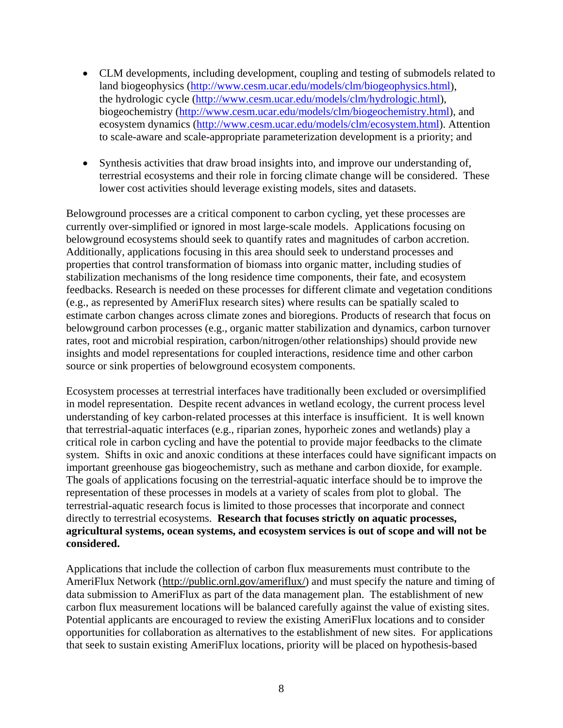- CLM developments, including development, coupling and testing of submodels related to land biogeophysics (http://www.cesm.ucar.edu/models/clm/biogeophysics.html), the hydrologic cycle (http://www.cesm.ucar.edu/models/clm/hydrologic.html), biogeochemistry (http://www.cesm.ucar.edu/models/clm/biogeochemistry.html), and ecosystem dynamics (http://www.cesm.ucar.edu/models/clm/ecosystem.html). Attention to scale-aware and scale-appropriate parameterization development is a priority; and

- Synthesis activities that draw broad insights into, and improve our understanding of, terrestrial ecosystems and their role in forcing climate change will be considered. These lower cost activities should leverage existing models, sites and datasets.

Belowground processes are a critical component to carbon cycling, yet these processes are currently over-simplified or ignored in most large-scale models. Applications focusing on belowground ecosystems should seek to quantify rates and magnitudes of carbon accretion. Additionally, applications focusing in this area should seek to understand processes and properties that control transformation of biomass into organic matter, including studies of stabilization mechanisms of the long residence time components, their fate, and ecosystem feedbacks. Research is needed on these processes for different climate and vegetation conditions (e.g., as represented by AmeriFlux research sites) where results can be spatially scaled to estimate carbon changes across climate zones and bioregions. Products of research that focus on belowground carbon processes (e.g., organic matter stabilization and dynamics, carbon turnover rates, root and microbial respiration, carbon/nitrogen/other relationships) should provide new insights and model representations for coupled interactions, residence time and other carbon source or sink properties of belowground ecosystem components.

Ecosystem processes at terrestrial interfaces have traditionally been excluded or oversimplified in model representation. Despite recent advances in wetland ecology, the current process level understanding of key carbon-related processes at this interface is insufficient. It is well known that terrestrial-aquatic interfaces (e.g., riparian zones, hyporheic zones and wetlands) play a critical role in carbon cycling and have the potential to provide major feedbacks to the climate system. Shifts in oxic and anoxic conditions at these interfaces could have significant impacts on important greenhouse gas biogeochemistry, such as methane and carbon dioxide, for example. The goals of applications focusing on the terrestrial-aquatic interface should be to improve the representation of these processes in models at a variety of scales from plot to global. The terrestrial-aquatic research focus is limited to those processes that incorporate and connect directly to terrestrial ecosystems. **Research that focuses strictly on aquatic processes, agricultural systems, ocean systems, and ecosystem services is out of scope and will not be considered.**

Applications that include the collection of carbon flux measurements must contribute to the AmeriFlux Network (http://public.ornl.gov/ameriflux/) and must specify the nature and timing of data submission to AmeriFlux as part of the data management plan. The establishment of new carbon flux measurement locations will be balanced carefully against the value of existing sites. Potential applicants are encouraged to review the existing AmeriFlux locations and to consider opportunities for collaboration as alternatives to the establishment of new sites. For applications that seek to sustain existing AmeriFlux locations, priority will be placed on hypothesis-based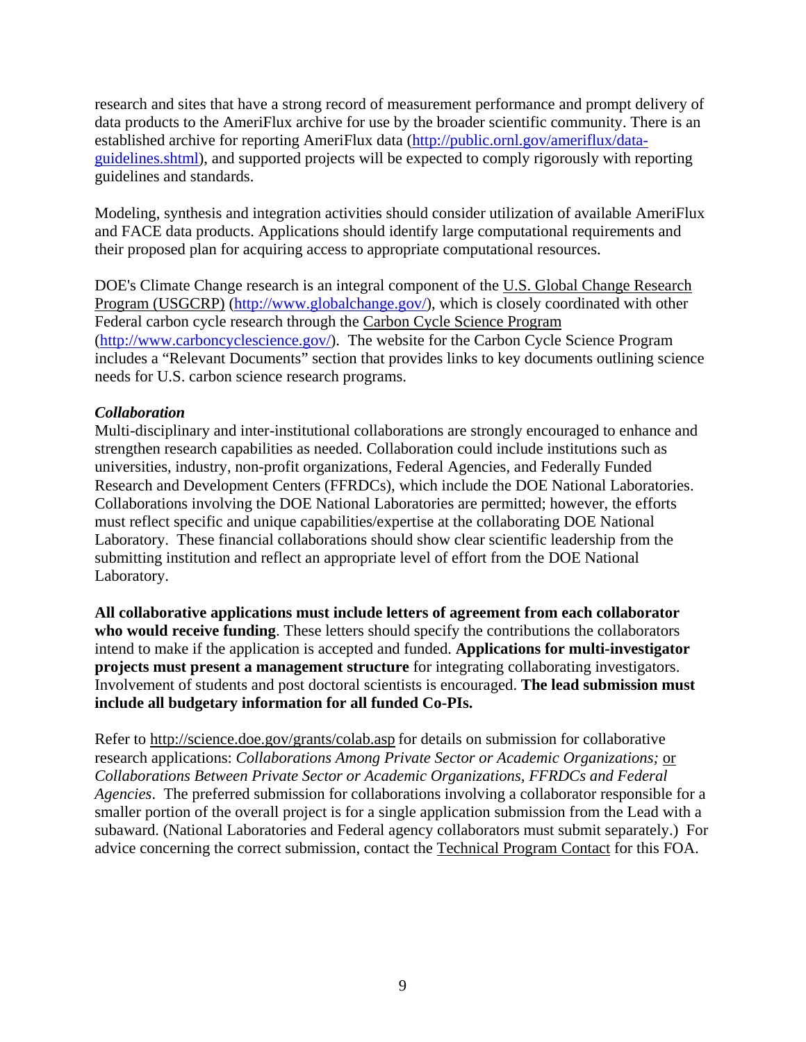research and sites that have a strong record of measurement performance and prompt delivery of data products to the AmeriFlux archive for use by the broader scientific community. There is an established archive for reporting AmeriFlux data (http://public.ornl.gov/ameriflux/data-guidelines.shtml), and supported projects will be expected to comply rigorously with reporting guidelines and standards.

Modeling, synthesis and integration activities should consider utilization of available AmeriFlux and FACE data products. Applications should identify large computational requirements and their proposed plan for acquiring access to appropriate computational resources.

DOE's Climate Change research is an integral component of the U.S. Global Change Research Program (USGCRP) (http://www.globalchange.gov/), which is closely coordinated with other Federal carbon cycle research through the Carbon Cycle Science Program (http://www.carboncyclescience.gov/). The website for the Carbon Cycle Science Program includes a "Relevant Documents" section that provides links to key documents outlining science needs for U.S. carbon science research programs.

***Collaboration***

Multi-disciplinary and inter-institutional collaborations are strongly encouraged to enhance and strengthen research capabilities as needed. Collaboration could include institutions such as universities, industry, non-profit organizations, Federal Agencies, and Federally Funded Research and Development Centers (FFRDCs), which include the DOE National Laboratories. Collaborations involving the DOE National Laboratories are permitted; however, the efforts must reflect specific and unique capabilities/expertise at the collaborating DOE National Laboratory. These financial collaborations should show clear scientific leadership from the submitting institution and reflect an appropriate level of effort from the DOE National Laboratory.

**All collaborative applications must include letters of agreement from each collaborator who would receive funding**. These letters should specify the contributions the collaborators intend to make if the application is accepted and funded. **Applications for multi-investigator projects must present a management structure** for integrating collaborating investigators. Involvement of students and post doctoral scientists is encouraged. **The lead submission must include all budgetary information for all funded Co-PIs.**

Refer to http://science.doe.gov/grants/colab.asp for details on submission for collaborative research applications: *Collaborations Among Private Sector or Academic Organizations;* or *Collaborations Between Private Sector or Academic Organizations, FFRDCs and Federal Agencies*. The preferred submission for collaborations involving a collaborator responsible for a smaller portion of the overall project is for a single application submission from the Lead with a subaward. (National Laboratories and Federal agency collaborators must submit separately.) For advice concerning the correct submission, contact the Technical Program Contact for this FOA.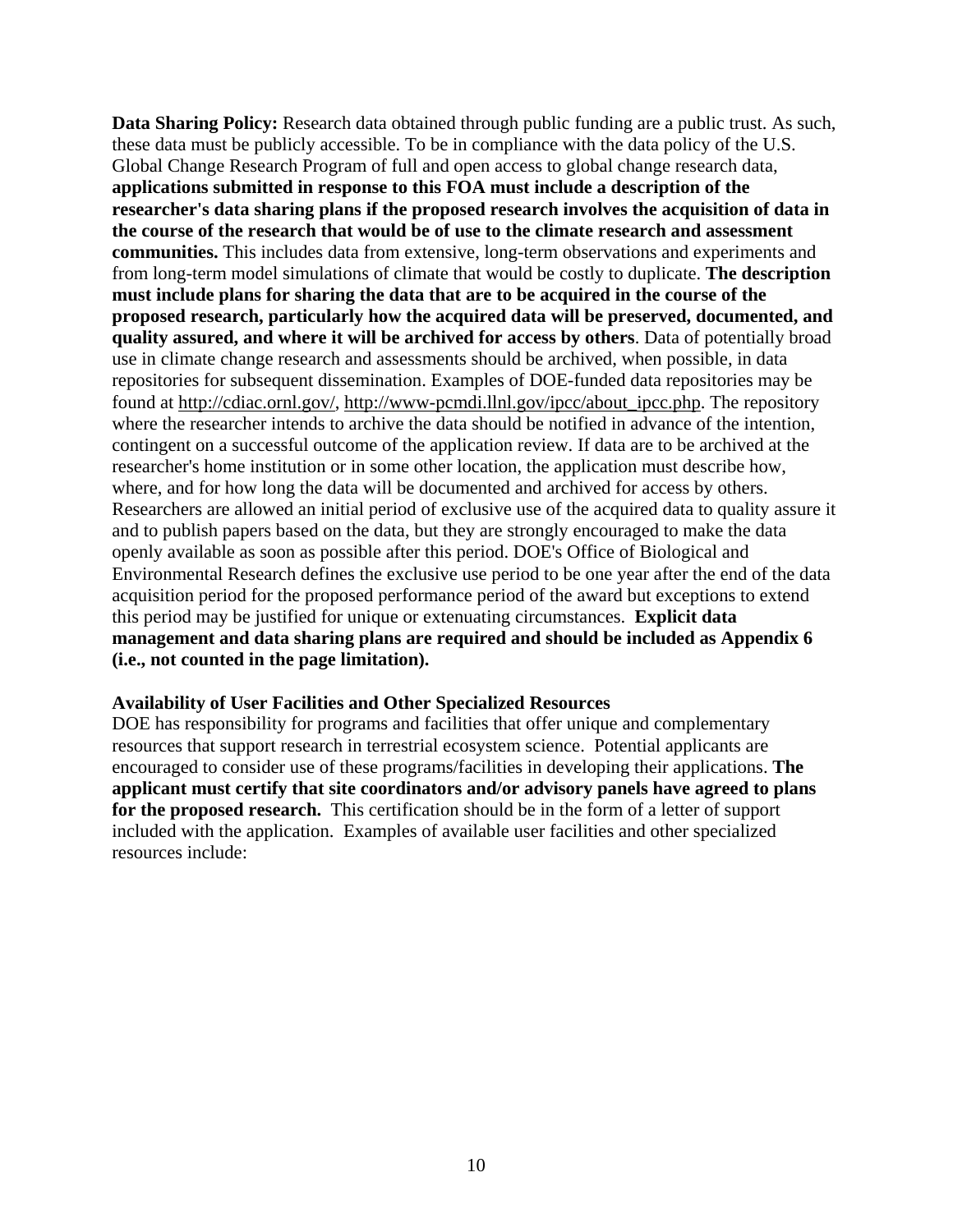**Data Sharing Policy:** Research data obtained through public funding are a public trust. As such, these data must be publicly accessible. To be in compliance with the data policy of the U.S. Global Change Research Program of full and open access to global change research data, **applications submitted in response to this FOA must include a description of the researcher's data sharing plans if the proposed research involves the acquisition of data in the course of the research that would be of use to the climate research and assessment communities.** This includes data from extensive, long-term observations and experiments and from long-term model simulations of climate that would be costly to duplicate. **The description must include plans for sharing the data that are to be acquired in the course of the proposed research, particularly how the acquired data will be preserved, documented, and quality assured, and where it will be archived for access by others**. Data of potentially broad use in climate change research and assessments should be archived, when possible, in data repositories for subsequent dissemination. Examples of DOE-funded data repositories may be found at http://cdiac.ornl.gov/, http://www-pcmdi.llnl.gov/ipcc/about_ipcc.php. The repository where the researcher intends to archive the data should be notified in advance of the intention, contingent on a successful outcome of the application review. If data are to be archived at the researcher's home institution or in some other location, the application must describe how, where, and for how long the data will be documented and archived for access by others. Researchers are allowed an initial period of exclusive use of the acquired data to quality assure it and to publish papers based on the data, but they are strongly encouraged to make the data openly available as soon as possible after this period. DOE's Office of Biological and Environmental Research defines the exclusive use period to be one year after the end of the data acquisition period for the proposed performance period of the award but exceptions to extend this period may be justified for unique or extenuating circumstances. **Explicit data management and data sharing plans are required and should be included as Appendix 6 (i.e., not counted in the page limitation).**

**Availability of User Facilities and Other Specialized Resources**

DOE has responsibility for programs and facilities that offer unique and complementary resources that support research in terrestrial ecosystem science. Potential applicants are encouraged to consider use of these programs/facilities in developing their applications. **The applicant must certify that site coordinators and/or advisory panels have agreed to plans for the proposed research.** This certification should be in the form of a letter of support included with the application. Examples of available user facilities and other specialized resources include: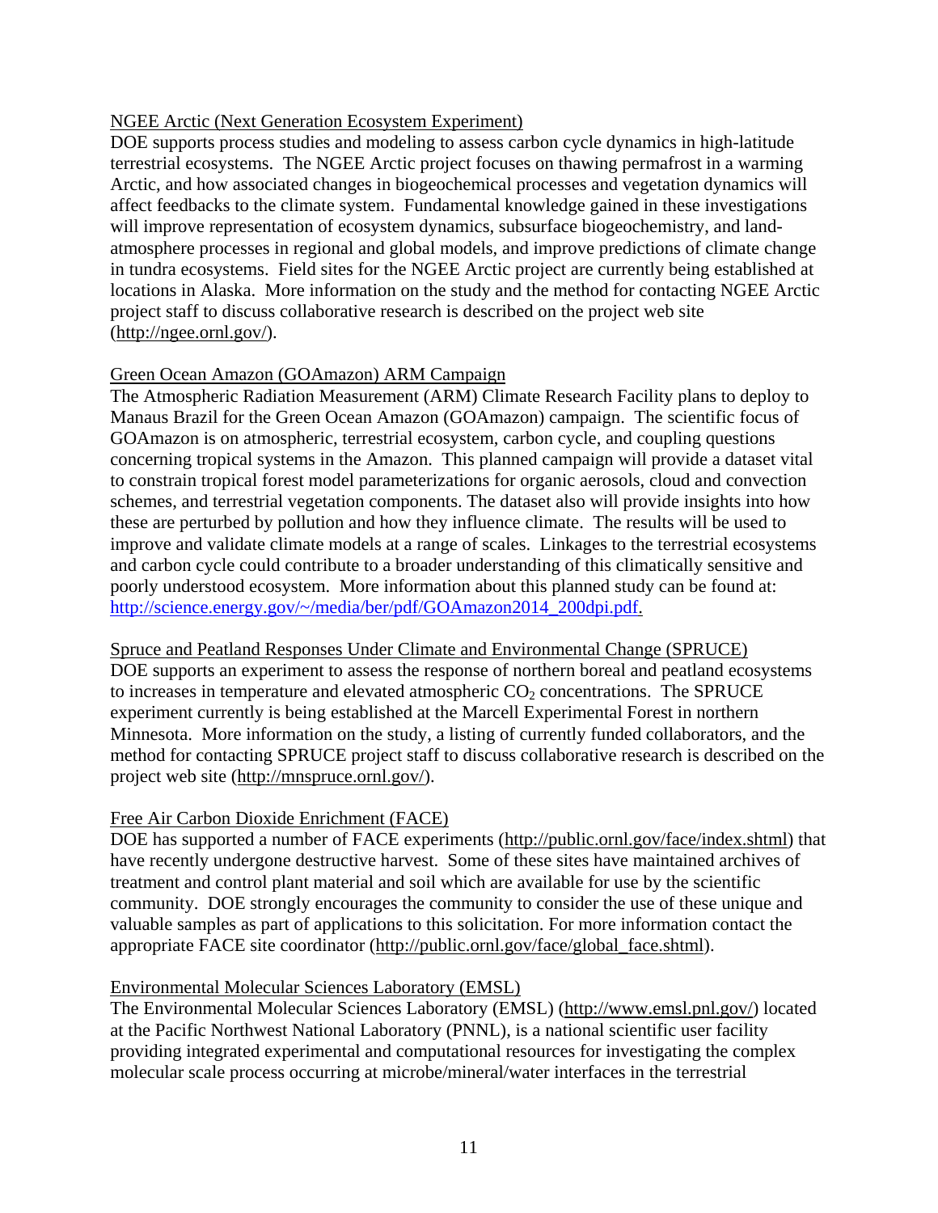NGEE Arctic (Next Generation Ecosystem Experiment)

DOE supports process studies and modeling to assess carbon cycle dynamics in high-latitude terrestrial ecosystems. The NGEE Arctic project focuses on thawing permafrost in a warming Arctic, and how associated changes in biogeochemical processes and vegetation dynamics will affect feedbacks to the climate system. Fundamental knowledge gained in these investigations will improve representation of ecosystem dynamics, subsurface biogeochemistry, and land-atmosphere processes in regional and global models, and improve predictions of climate change in tundra ecosystems. Field sites for the NGEE Arctic project are currently being established at locations in Alaska. More information on the study and the method for contacting NGEE Arctic project staff to discuss collaborative research is described on the project web site (http://ngee.ornl.gov/).

Green Ocean Amazon (GOAmazon) ARM Campaign

The Atmospheric Radiation Measurement (ARM) Climate Research Facility plans to deploy to Manaus Brazil for the Green Ocean Amazon (GOAmazon) campaign. The scientific focus of GOAmazon is on atmospheric, terrestrial ecosystem, carbon cycle, and coupling questions concerning tropical systems in the Amazon. This planned campaign will provide a dataset vital to constrain tropical forest model parameterizations for organic aerosols, cloud and convection schemes, and terrestrial vegetation components. The dataset also will provide insights into how these are perturbed by pollution and how they influence climate. The results will be used to improve and validate climate models at a range of scales. Linkages to the terrestrial ecosystems and carbon cycle could contribute to a broader understanding of this climatically sensitive and poorly understood ecosystem. More information about this planned study can be found at: http://science.energy.gov/~/media/ber/pdf/GOAmazon2014_200dpi.pdf.

Spruce and Peatland Responses Under Climate and Environmental Change (SPRUCE)

DOE supports an experiment to assess the response of northern boreal and peatland ecosystems to increases in temperature and elevated atmospheric $CO_2$ concentrations. The SPRUCE experiment currently is being established at the Marcell Experimental Forest in northern Minnesota. More information on the study, a listing of currently funded collaborators, and the method for contacting SPRUCE project staff to discuss collaborative research is described on the project web site (http://mnspruce.ornl.gov/).

Free Air Carbon Dioxide Enrichment (FACE)

DOE has supported a number of FACE experiments (http://public.ornl.gov/face/index.shtml) that have recently undergone destructive harvest. Some of these sites have maintained archives of treatment and control plant material and soil which are available for use by the scientific community. DOE strongly encourages the community to consider the use of these unique and valuable samples as part of applications to this solicitation. For more information contact the appropriate FACE site coordinator (http://public.ornl.gov/face/global_face.shtml).

Environmental Molecular Sciences Laboratory (EMSL)

The Environmental Molecular Sciences Laboratory (EMSL) (http://www.emsl.pnl.gov/) located at the Pacific Northwest National Laboratory (PNNL), is a national scientific user facility providing integrated experimental and computational resources for investigating the complex molecular scale process occurring at microbe/mineral/water interfaces in the terrestrial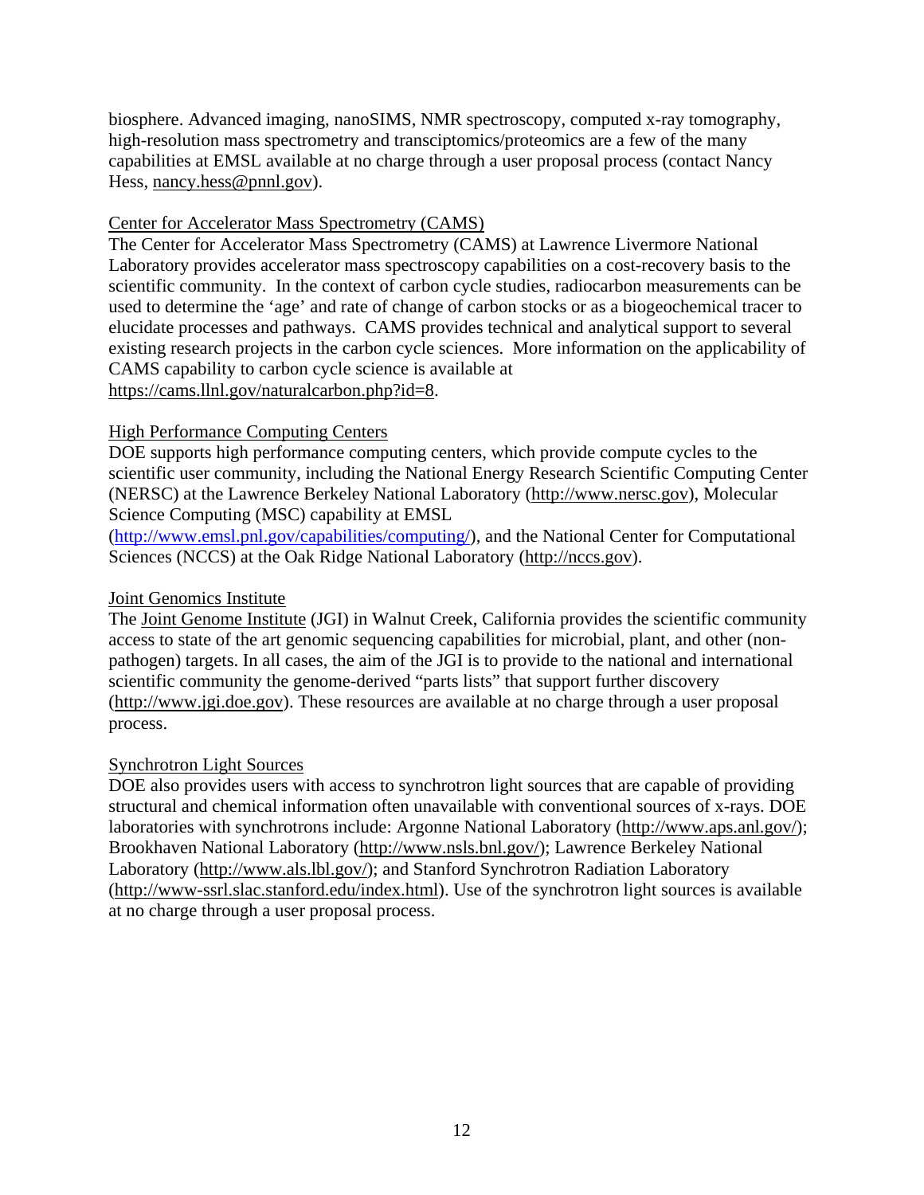biosphere. Advanced imaging, nanoSIMS, NMR spectroscopy, computed x-ray tomography, high-resolution mass spectrometry and transciptomics/proteomics are a few of the many capabilities at EMSL available at no charge through a user proposal process (contact Nancy Hess, nancy.hess@pnnl.gov).

Center for Accelerator Mass Spectrometry (CAMS)

The Center for Accelerator Mass Spectrometry (CAMS) at Lawrence Livermore National Laboratory provides accelerator mass spectroscopy capabilities on a cost-recovery basis to the scientific community. In the context of carbon cycle studies, radiocarbon measurements can be used to determine the 'age' and rate of change of carbon stocks or as a biogeochemical tracer to elucidate processes and pathways. CAMS provides technical and analytical support to several existing research projects in the carbon cycle sciences. More information on the applicability of CAMS capability to carbon cycle science is available at https://cams.llnl.gov/naturalcarbon.php?id=8.

High Performance Computing Centers

DOE supports high performance computing centers, which provide compute cycles to the scientific user community, including the National Energy Research Scientific Computing Center (NERSC) at the Lawrence Berkeley National Laboratory (http://www.nersc.gov), Molecular Science Computing (MSC) capability at EMSL (http://www.emsl.pnl.gov/capabilities/computing/), and the National Center for Computational Sciences (NCCS) at the Oak Ridge National Laboratory (http://nccs.gov).

Joint Genomics Institute

The Joint Genome Institute (JGI) in Walnut Creek, California provides the scientific community access to state of the art genomic sequencing capabilities for microbial, plant, and other (non-pathogen) targets. In all cases, the aim of the JGI is to provide to the national and international scientific community the genome-derived "parts lists" that support further discovery (http://www.jgi.doe.gov). These resources are available at no charge through a user proposal process.

Synchrotron Light Sources

DOE also provides users with access to synchrotron light sources that are capable of providing structural and chemical information often unavailable with conventional sources of x-rays. DOE laboratories with synchrotrons include: Argonne National Laboratory (http://www.aps.anl.gov/); Brookhaven National Laboratory (http://www.nsls.bnl.gov/); Lawrence Berkeley National Laboratory (http://www.als.lbl.gov/); and Stanford Synchrotron Radiation Laboratory (http://www-ssrl.slac.stanford.edu/index.html). Use of the synchrotron light sources is available at no charge through a user proposal process.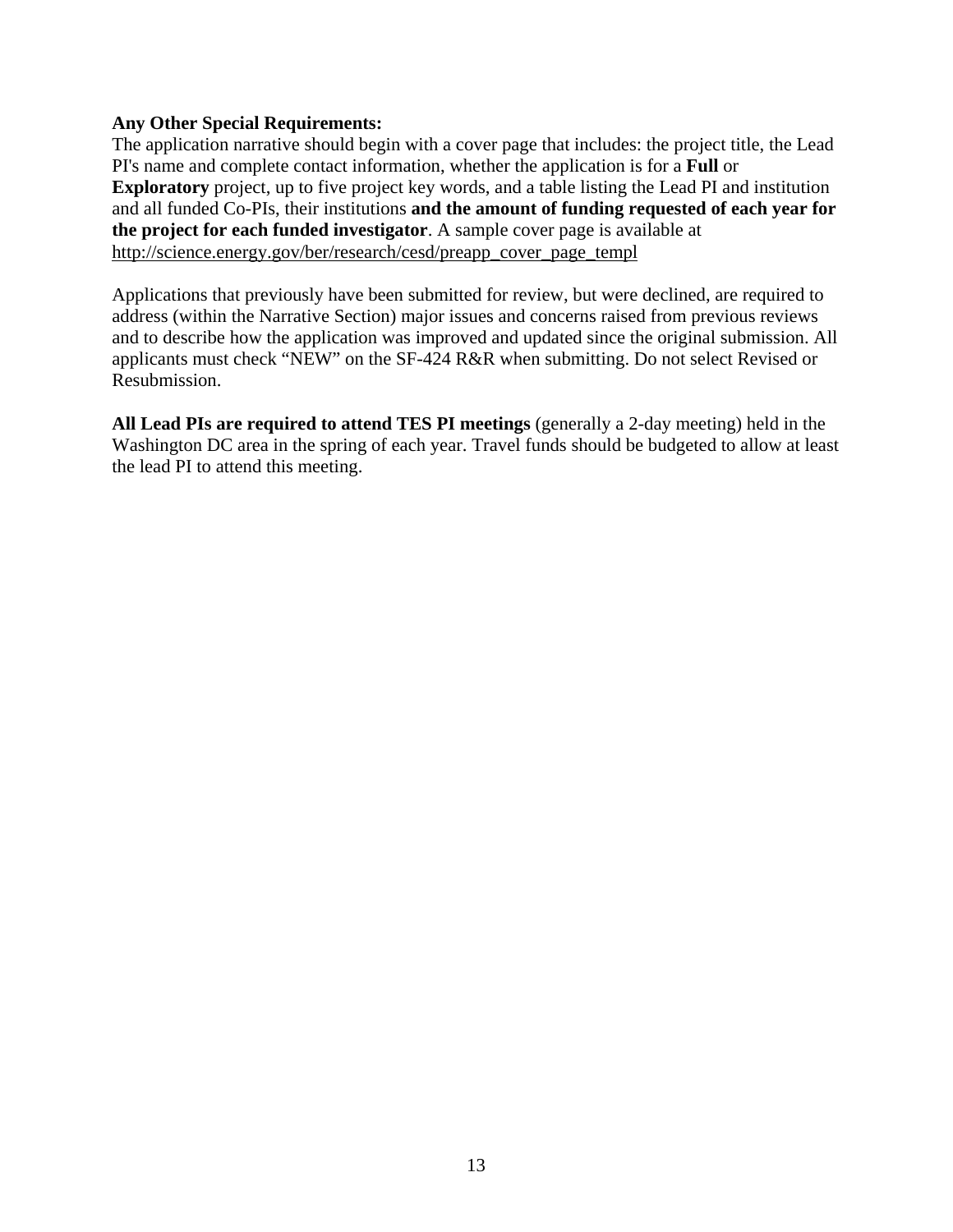**Any Other Special Requirements:**
The application narrative should begin with a cover page that includes: the project title, the Lead PI's name and complete contact information, whether the application is for a **Full** or **Exploratory** project, up to five project key words, and a table listing the Lead PI and institution and all funded Co-PIs, their institutions **and the amount of funding requested of each year for the project for each funded investigator**. A sample cover page is available at http://science.energy.gov/ber/research/cesd/preapp_cover_page_templ

Applications that previously have been submitted for review, but were declined, are required to address (within the Narrative Section) major issues and concerns raised from previous reviews and to describe how the application was improved and updated since the original submission. All applicants must check "NEW" on the SF-424 R&R when submitting. Do not select Revised or Resubmission.

**All Lead PIs are required to attend TES PI meetings** (generally a 2-day meeting) held in the Washington DC area in the spring of each year. Travel funds should be budgeted to allow at least the lead PI to attend this meeting.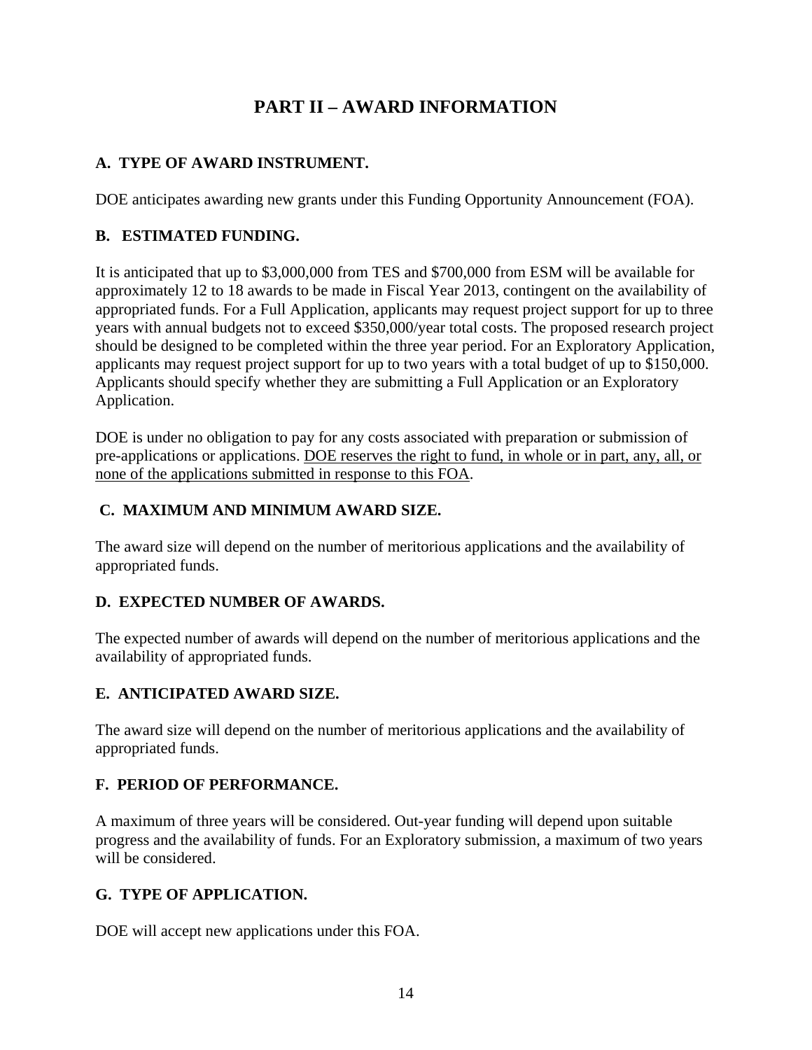# PART II – AWARD INFORMATION

## A. TYPE OF AWARD INSTRUMENT.

DOE anticipates awarding new grants under this Funding Opportunity Announcement (FOA).

## B. ESTIMATED FUNDING.

It is anticipated that up to $3,000,000 from TES and $700,000 from ESM will be available for approximately 12 to 18 awards to be made in Fiscal Year 2013, contingent on the availability of appropriated funds. For a Full Application, applicants may request project support for up to three years with annual budgets not to exceed $350,000/year total costs. The proposed research project should be designed to be completed within the three year period. For an Exploratory Application, applicants may request project support for up to two years with a total budget of up to $150,000. Applicants should specify whether they are submitting a Full Application or an Exploratory Application.

DOE is under no obligation to pay for any costs associated with preparation or submission of pre-applications or applications. <u>DOE reserves the right to fund, in whole or in part, any, all, or none of the applications submitted in response to this FOA</u>.

## C. MAXIMUM AND MINIMUM AWARD SIZE.

The award size will depend on the number of meritorious applications and the availability of appropriated funds.

## D. EXPECTED NUMBER OF AWARDS.

The expected number of awards will depend on the number of meritorious applications and the availability of appropriated funds.

## E. ANTICIPATED AWARD SIZE.

The award size will depend on the number of meritorious applications and the availability of appropriated funds.

## F. PERIOD OF PERFORMANCE.

A maximum of three years will be considered. Out-year funding will depend upon suitable progress and the availability of funds. For an Exploratory submission, a maximum of two years will be considered.

## G. TYPE OF APPLICATION.

DOE will accept new applications under this FOA.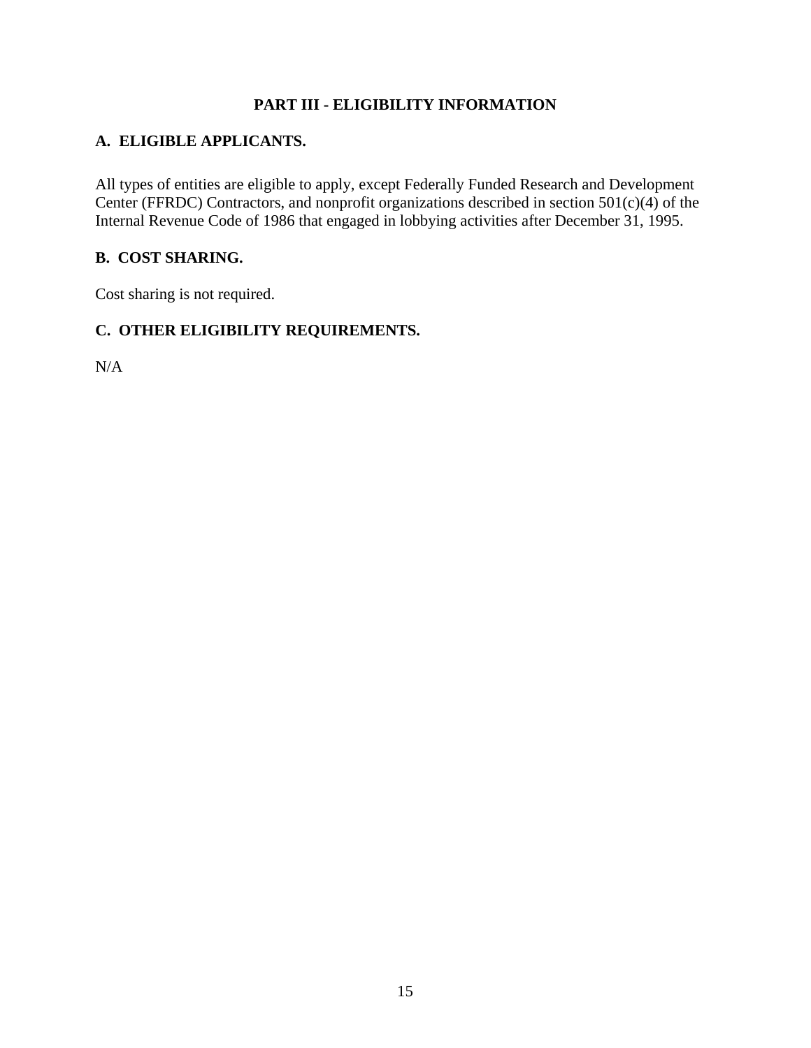## PART III - ELIGIBILITY INFORMATION

### A. ELIGIBLE APPLICANTS.

All types of entities are eligible to apply, except Federally Funded Research and Development Center (FFRDC) Contractors, and nonprofit organizations described in section 501(c)(4) of the Internal Revenue Code of 1986 that engaged in lobbying activities after December 31, 1995.

### B. COST SHARING.

Cost sharing is not required.

### C. OTHER ELIGIBILITY REQUIREMENTS.

N/A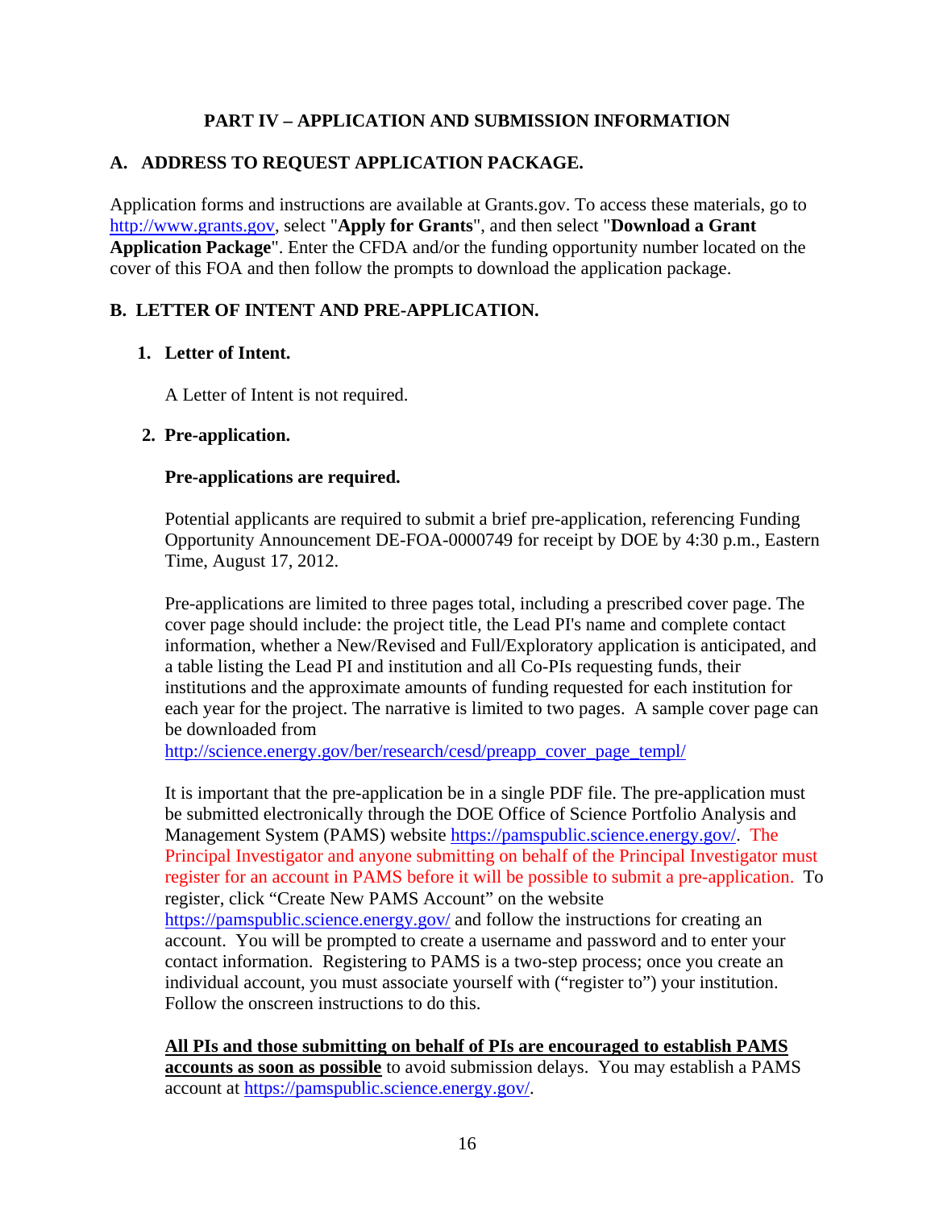## PART IV – APPLICATION AND SUBMISSION INFORMATION

### A. ADDRESS TO REQUEST APPLICATION PACKAGE.

Application forms and instructions are available at Grants.gov. To access these materials, go to http://www.grants.gov, select "**Apply for Grants**", and then select "**Download a Grant Application Package**". Enter the CFDA and/or the funding opportunity number located on the cover of this FOA and then follow the prompts to download the application package.

### B. LETTER OF INTENT AND PRE-APPLICATION.

#### 1. Letter of Intent.

A Letter of Intent is not required.

#### 2. Pre-application.

**Pre-applications are required.**

Potential applicants are required to submit a brief pre-application, referencing Funding Opportunity Announcement DE-FOA-0000749 for receipt by DOE by 4:30 p.m., Eastern Time, August 17, 2012.

Pre-applications are limited to three pages total, including a prescribed cover page. The cover page should include: the project title, the Lead PI's name and complete contact information, whether a New/Revised and Full/Exploratory application is anticipated, and a table listing the Lead PI and institution and all Co-PIs requesting funds, their institutions and the approximate amounts of funding requested for each institution for each year for the project. The narrative is limited to two pages. A sample cover page can be downloaded from http://science.energy.gov/ber/research/cesd/preapp_cover_page_templ/

It is important that the pre-application be in a single PDF file. The pre-application must be submitted electronically through the DOE Office of Science Portfolio Analysis and Management System (PAMS) website https://pamspublic.science.energy.gov/. The Principal Investigator and anyone submitting on behalf of the Principal Investigator must register for an account in PAMS before it will be possible to submit a pre-application. To register, click "Create New PAMS Account" on the website https://pamspublic.science.energy.gov/ and follow the instructions for creating an account. You will be prompted to create a username and password and to enter your contact information. Registering to PAMS is a two-step process; once you create an individual account, you must associate yourself with ("register to") your institution. Follow the onscreen instructions to do this.

**All PIs and those submitting on behalf of PIs are encouraged to establish PAMS accounts as soon as possible** to avoid submission delays. You may establish a PAMS account at https://pamspublic.science.energy.gov/.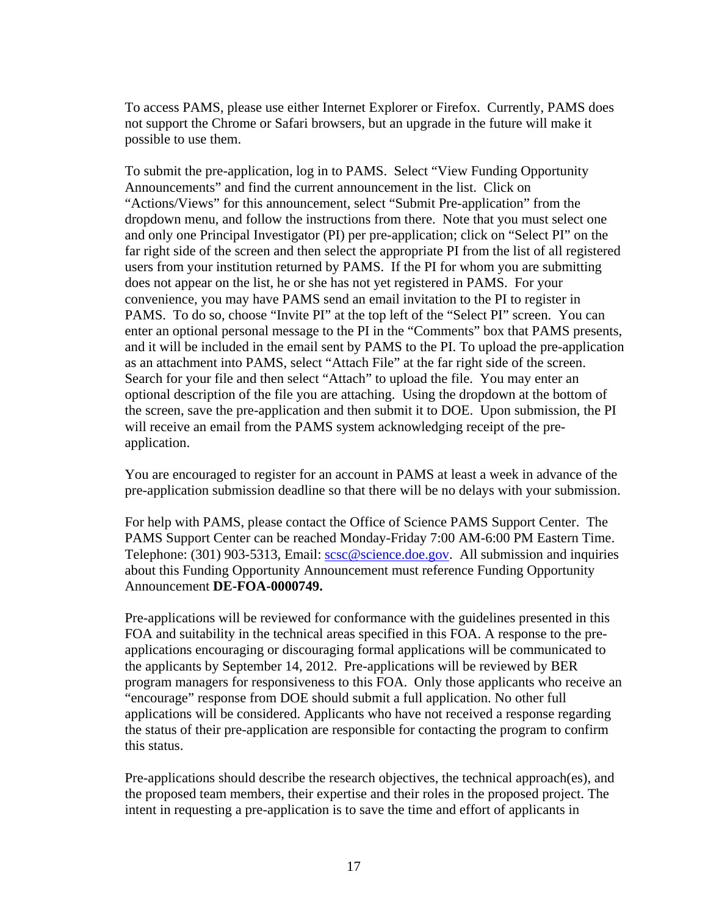To access PAMS, please use either Internet Explorer or Firefox. Currently, PAMS does not support the Chrome or Safari browsers, but an upgrade in the future will make it possible to use them.

To submit the pre-application, log in to PAMS. Select "View Funding Opportunity Announcements" and find the current announcement in the list. Click on "Actions/Views" for this announcement, select "Submit Pre-application" from the dropdown menu, and follow the instructions from there. Note that you must select one and only one Principal Investigator (PI) per pre-application; click on "Select PI" on the far right side of the screen and then select the appropriate PI from the list of all registered users from your institution returned by PAMS. If the PI for whom you are submitting does not appear on the list, he or she has not yet registered in PAMS. For your convenience, you may have PAMS send an email invitation to the PI to register in PAMS. To do so, choose "Invite PI" at the top left of the "Select PI" screen. You can enter an optional personal message to the PI in the "Comments" box that PAMS presents, and it will be included in the email sent by PAMS to the PI. To upload the pre-application as an attachment into PAMS, select "Attach File" at the far right side of the screen. Search for your file and then select "Attach" to upload the file. You may enter an optional description of the file you are attaching. Using the dropdown at the bottom of the screen, save the pre-application and then submit it to DOE. Upon submission, the PI will receive an email from the PAMS system acknowledging receipt of the pre-application.

You are encouraged to register for an account in PAMS at least a week in advance of the pre-application submission deadline so that there will be no delays with your submission.

For help with PAMS, please contact the Office of Science PAMS Support Center. The PAMS Support Center can be reached Monday-Friday 7:00 AM-6:00 PM Eastern Time. Telephone: (301) 903-5313, Email: scsc@science.doe.gov. All submission and inquiries about this Funding Opportunity Announcement must reference Funding Opportunity Announcement **DE-FOA-0000749.**

Pre-applications will be reviewed for conformance with the guidelines presented in this FOA and suitability in the technical areas specified in this FOA. A response to the pre-applications encouraging or discouraging formal applications will be communicated to the applicants by September 14, 2012. Pre-applications will be reviewed by BER program managers for responsiveness to this FOA. Only those applicants who receive an "encourage" response from DOE should submit a full application. No other full applications will be considered. Applicants who have not received a response regarding the status of their pre-application are responsible for contacting the program to confirm this status.

Pre-applications should describe the research objectives, the technical approach(es), and the proposed team members, their expertise and their roles in the proposed project. The intent in requesting a pre-application is to save the time and effort of applicants in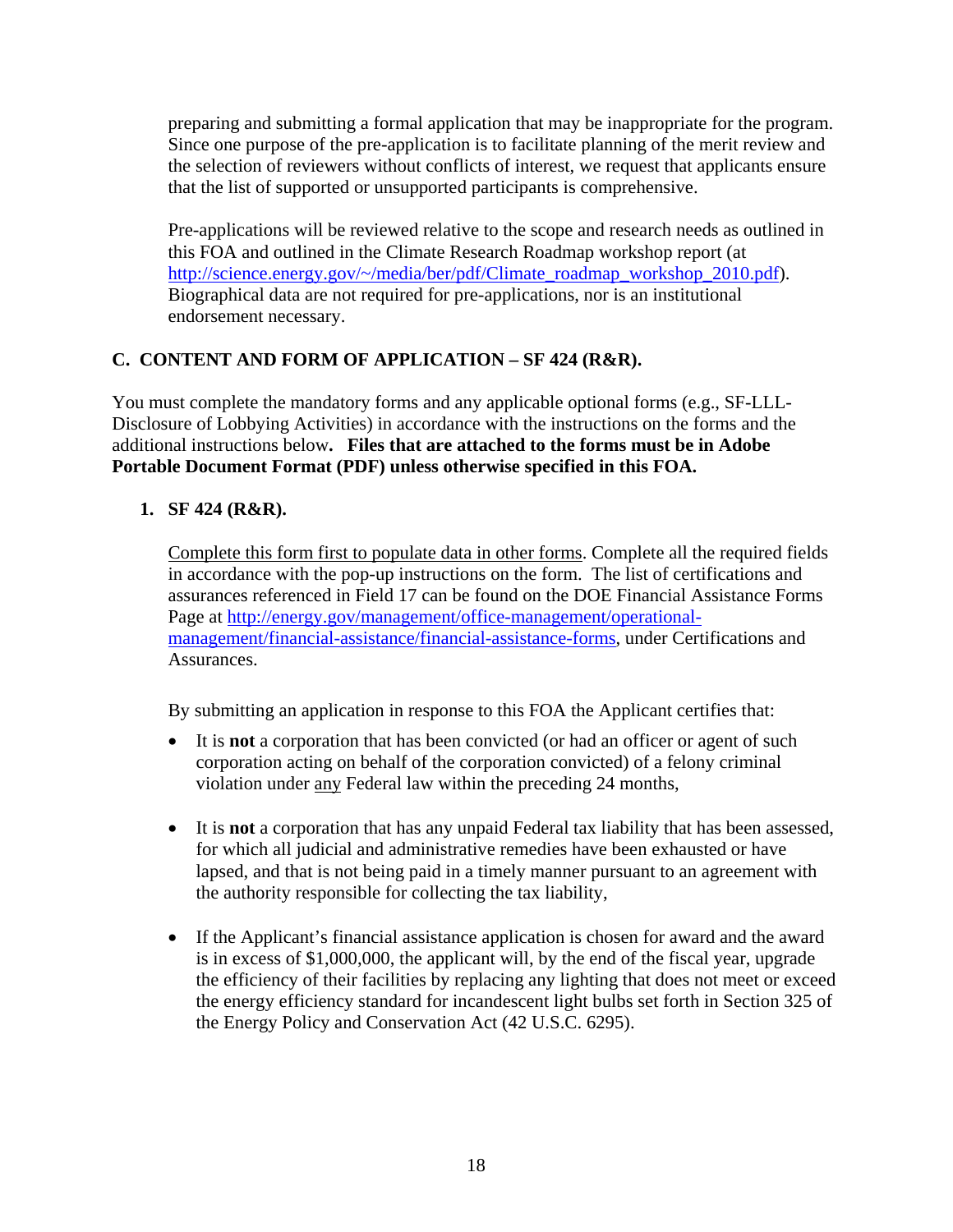preparing and submitting a formal application that may be inappropriate for the program. Since one purpose of the pre-application is to facilitate planning of the merit review and the selection of reviewers without conflicts of interest, we request that applicants ensure that the list of supported or unsupported participants is comprehensive.

Pre-applications will be reviewed relative to the scope and research needs as outlined in this FOA and outlined in the Climate Research Roadmap workshop report (at http://science.energy.gov/~/media/ber/pdf/Climate_roadmap_workshop_2010.pdf). Biographical data are not required for pre-applications, nor is an institutional endorsement necessary.

## C. CONTENT AND FORM OF APPLICATION – SF 424 (R&R).

You must complete the mandatory forms and any applicable optional forms (e.g., SF-LLL-Disclosure of Lobbying Activities) in accordance with the instructions on the forms and the additional instructions below**. Files that are attached to the forms must be in Adobe Portable Document Format (PDF) unless otherwise specified in this FOA.**

### 1. SF 424 (R&R).

Complete this form first to populate data in other forms. Complete all the required fields in accordance with the pop-up instructions on the form. The list of certifications and assurances referenced in Field 17 can be found on the DOE Financial Assistance Forms Page at http://energy.gov/management/office-management/operational-management/financial-assistance/financial-assistance-forms, under Certifications and Assurances.

By submitting an application in response to this FOA the Applicant certifies that:

- It is **not** a corporation that has been convicted (or had an officer or agent of such corporation acting on behalf of the corporation convicted) of a felony criminal violation under any Federal law within the preceding 24 months,
- It is **not** a corporation that has any unpaid Federal tax liability that has been assessed, for which all judicial and administrative remedies have been exhausted or have lapsed, and that is not being paid in a timely manner pursuant to an agreement with the authority responsible for collecting the tax liability,
- If the Applicant's financial assistance application is chosen for award and the award is in excess of $1,000,000, the applicant will, by the end of the fiscal year, upgrade the efficiency of their facilities by replacing any lighting that does not meet or exceed the energy efficiency standard for incandescent light bulbs set forth in Section 325 of the Energy Policy and Conservation Act (42 U.S.C. 6295).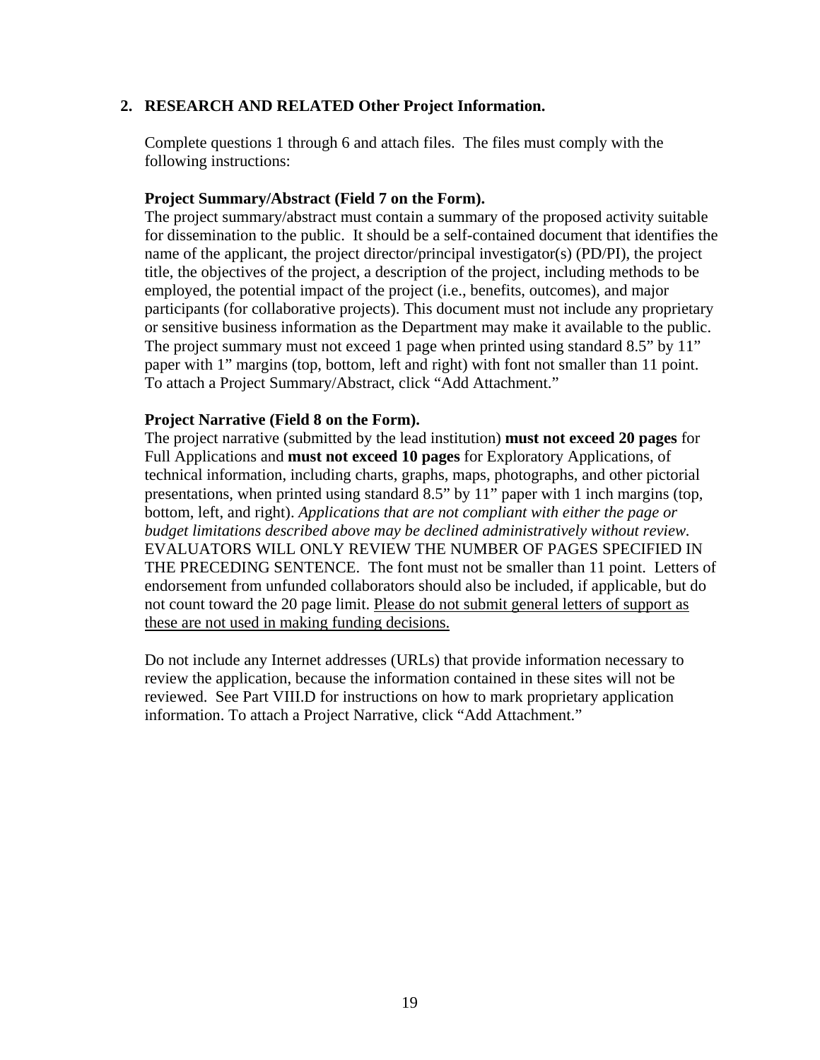## 2. RESEARCH AND RELATED Other Project Information.

Complete questions 1 through 6 and attach files. The files must comply with the following instructions:

**Project Summary/Abstract (Field 7 on the Form).**
The project summary/abstract must contain a summary of the proposed activity suitable for dissemination to the public. It should be a self-contained document that identifies the name of the applicant, the project director/principal investigator(s) (PD/PI), the project title, the objectives of the project, a description of the project, including methods to be employed, the potential impact of the project (i.e., benefits, outcomes), and major participants (for collaborative projects). This document must not include any proprietary or sensitive business information as the Department may make it available to the public. The project summary must not exceed 1 page when printed using standard 8.5" by 11" paper with 1" margins (top, bottom, left and right) with font not smaller than 11 point. To attach a Project Summary/Abstract, click "Add Attachment."

**Project Narrative (Field 8 on the Form).**
The project narrative (submitted by the lead institution) **must not exceed 20 pages** for Full Applications and **must not exceed 10 pages** for Exploratory Applications, of technical information, including charts, graphs, maps, photographs, and other pictorial presentations, when printed using standard 8.5" by 11" paper with 1 inch margins (top, bottom, left, and right). *Applications that are not compliant with either the page or budget limitations described above may be declined administratively without review.* EVALUATORS WILL ONLY REVIEW THE NUMBER OF PAGES SPECIFIED IN THE PRECEDING SENTENCE. The font must not be smaller than 11 point. Letters of endorsement from unfunded collaborators should also be included, if applicable, but do not count toward the 20 page limit. <u>Please do not submit general letters of support as these are not used in making funding decisions.</u>

Do not include any Internet addresses (URLs) that provide information necessary to review the application, because the information contained in these sites will not be reviewed. See Part VIII.D for instructions on how to mark proprietary application information. To attach a Project Narrative, click "Add Attachment."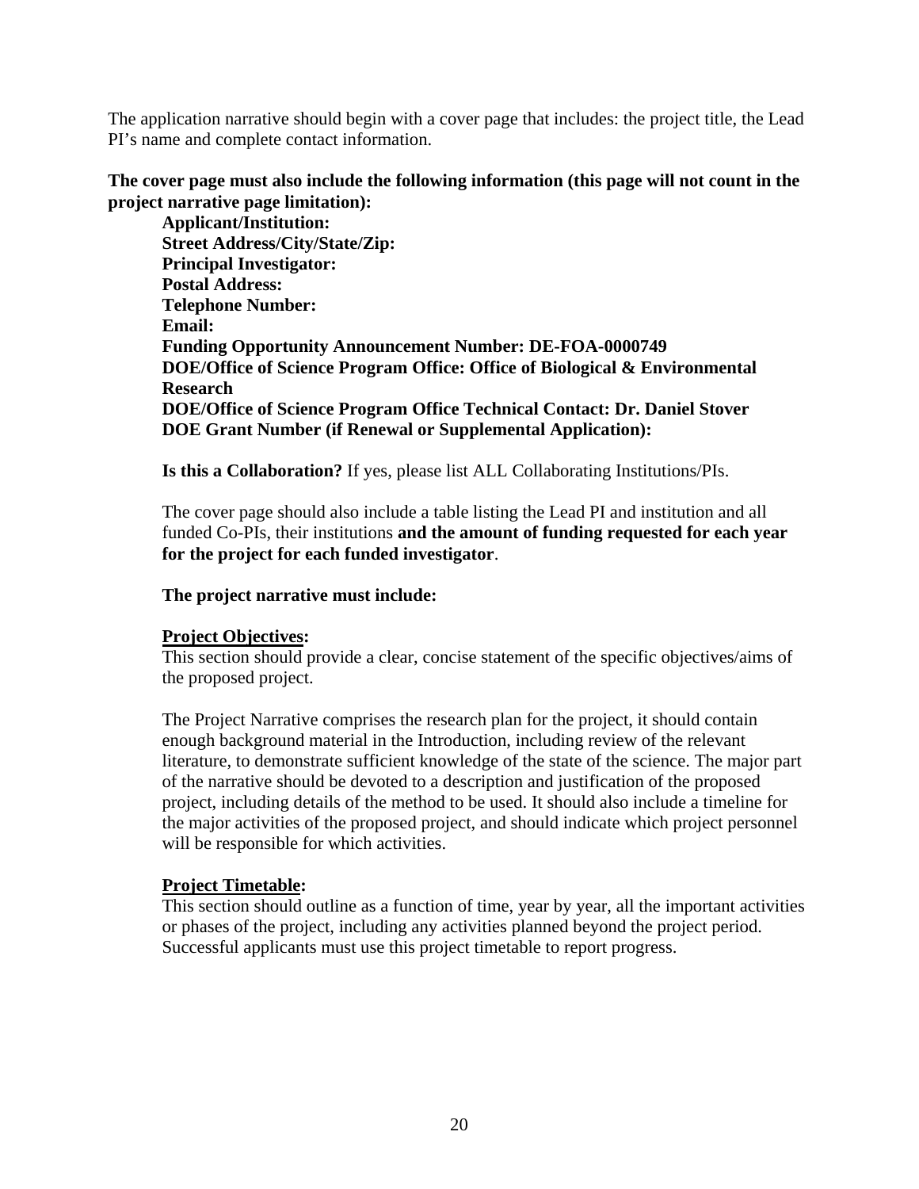The application narrative should begin with a cover page that includes: the project title, the Lead PI's name and complete contact information.

**The cover page must also include the following information (this page will not count in the project narrative page limitation):**

**Applicant/Institution:**
**Street Address/City/State/Zip:**
**Principal Investigator:**
**Postal Address:**
**Telephone Number:**
**Email:**
**Funding Opportunity Announcement Number: DE-FOA-0000749**
**DOE/Office of Science Program Office: Office of Biological & Environmental Research**
**DOE/Office of Science Program Office Technical Contact: Dr. Daniel Stover**
**DOE Grant Number (if Renewal or Supplemental Application):**

**Is this a Collaboration?** If yes, please list ALL Collaborating Institutions/PIs.

The cover page should also include a table listing the Lead PI and institution and all funded Co-PIs, their institutions **and the amount of funding requested for each year for the project for each funded investigator**.

**The project narrative must include:**

**<u>Project Objectives</u>:**
This section should provide a clear, concise statement of the specific objectives/aims of the proposed project.

The Project Narrative comprises the research plan for the project, it should contain enough background material in the Introduction, including review of the relevant literature, to demonstrate sufficient knowledge of the state of the science. The major part of the narrative should be devoted to a description and justification of the proposed project, including details of the method to be used. It should also include a timeline for the major activities of the proposed project, and should indicate which project personnel will be responsible for which activities.

**<u>Project Timetable</u>:**
This section should outline as a function of time, year by year, all the important activities or phases of the project, including any activities planned beyond the project period. Successful applicants must use this project timetable to report progress.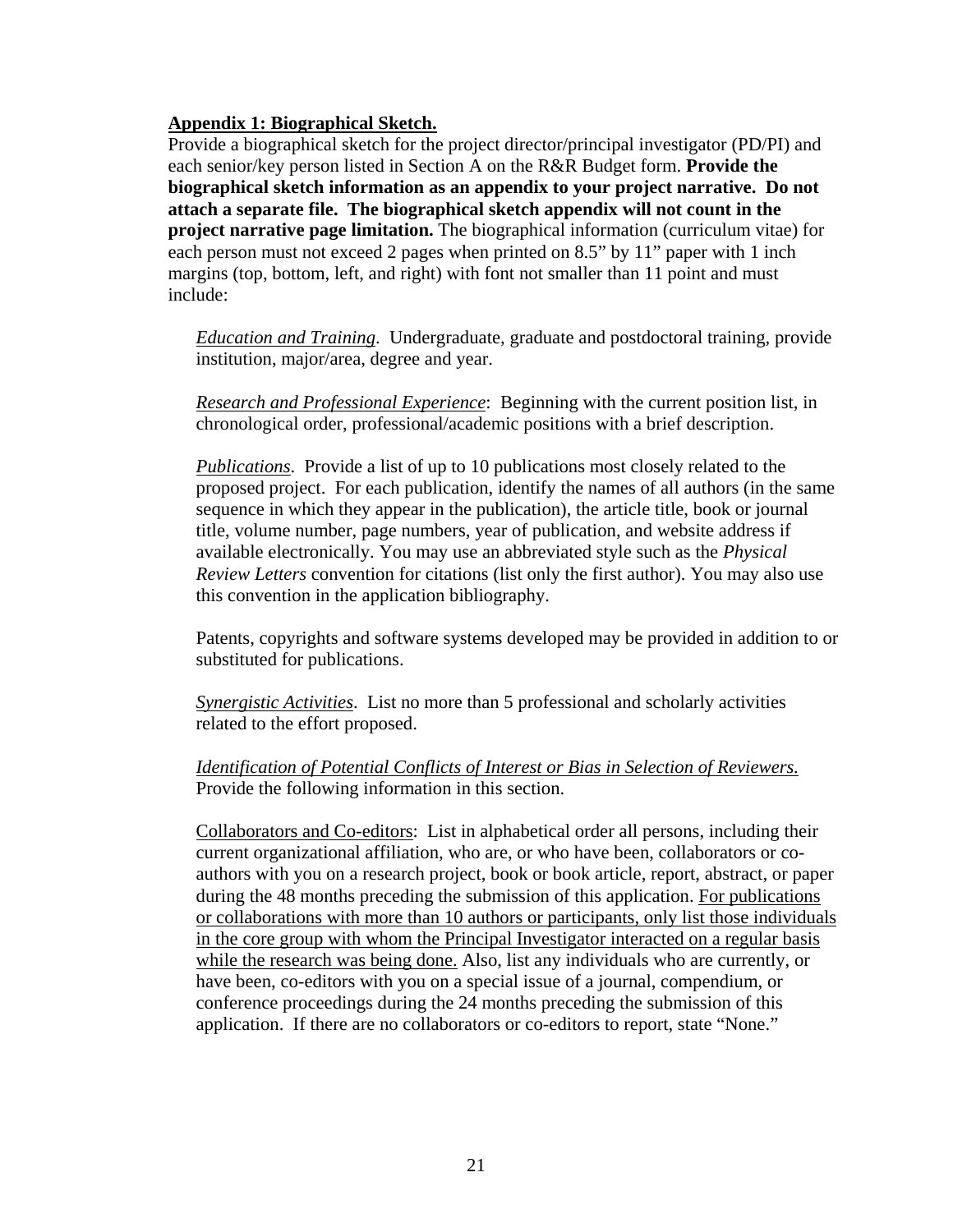**<u>Appendix 1: Biographical Sketch.</u>**

Provide a biographical sketch for the project director/principal investigator (PD/PI) and each senior/key person listed in Section A on the R&R Budget form. **Provide the biographical sketch information as an appendix to your project narrative. Do not attach a separate file. The biographical sketch appendix will not count in the project narrative page limitation.** The biographical information (curriculum vitae) for each person must not exceed 2 pages when printed on 8.5" by 11" paper with 1 inch margins (top, bottom, left, and right) with font not smaller than 11 point and must include:

*<u>Education and Training</u>.* Undergraduate, graduate and postdoctoral training, provide institution, major/area, degree and year.

*<u>Research and Professional Experience</u>*: Beginning with the current position list, in chronological order, professional/academic positions with a brief description.

*<u>Publications</u>.* Provide a list of up to 10 publications most closely related to the proposed project. For each publication, identify the names of all authors (in the same sequence in which they appear in the publication), the article title, book or journal title, volume number, page numbers, year of publication, and website address if available electronically. You may use an abbreviated style such as the *Physical Review Letters* convention for citations (list only the first author). You may also use this convention in the application bibliography.

Patents, copyrights and software systems developed may be provided in addition to or substituted for publications.

*<u>Synergistic Activities</u>*. List no more than 5 professional and scholarly activities related to the effort proposed.

*<u>Identification of Potential Conflicts of Interest or Bias in Selection of Reviewers.</u>* Provide the following information in this section.

<u>Collaborators and Co-editors</u>: List in alphabetical order all persons, including their current organizational affiliation, who are, or who have been, collaborators or co-authors with you on a research project, book or book article, report, abstract, or paper during the 48 months preceding the submission of this application. <u>For publications or collaborations with more than 10 authors or participants, only list those individuals in the core group with whom the Principal Investigator interacted on a regular basis while the research was being done.</u> Also, list any individuals who are currently, or have been, co-editors with you on a special issue of a journal, compendium, or conference proceedings during the 24 months preceding the submission of this application. If there are no collaborators or co-editors to report, state "None."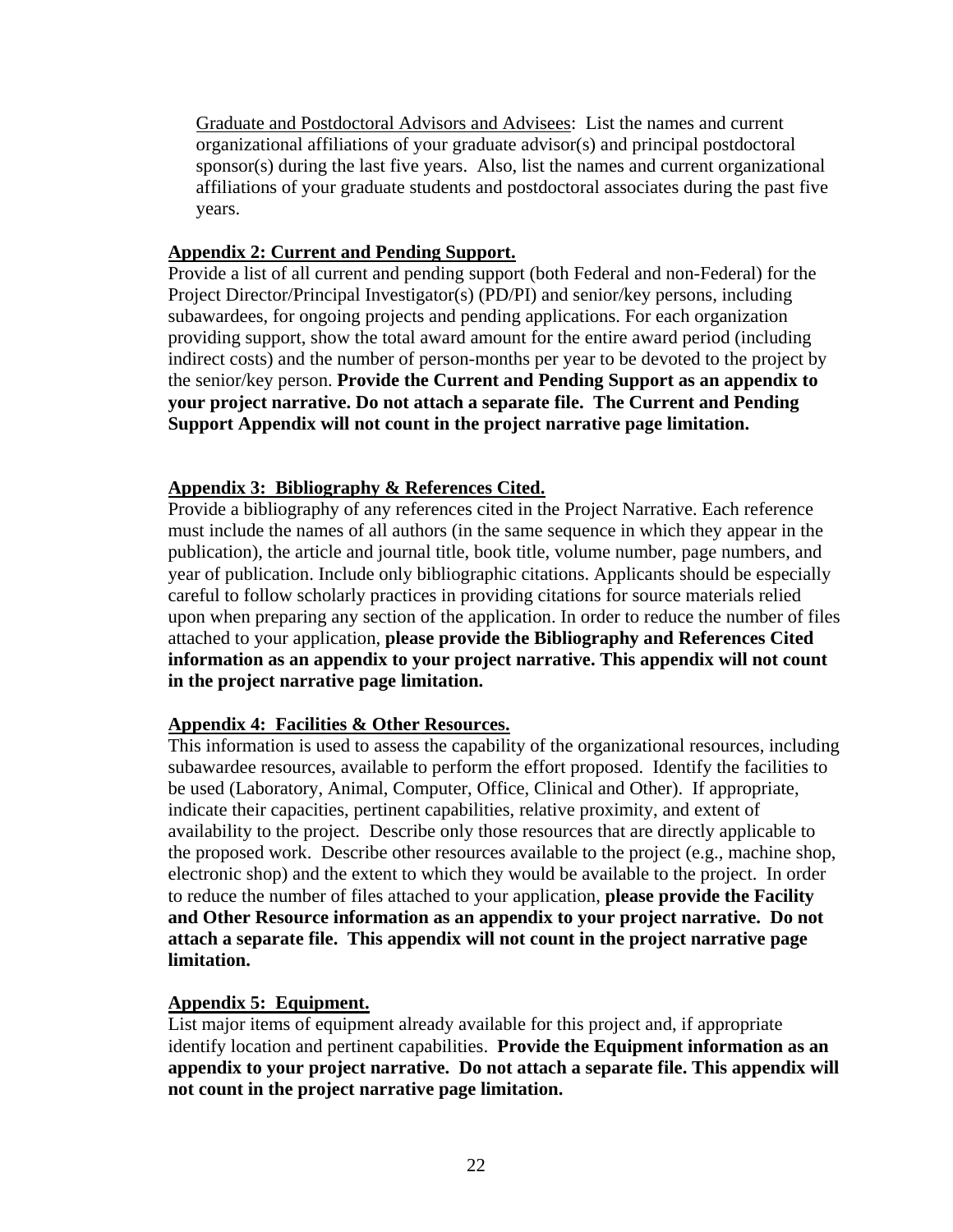Graduate and Postdoctoral Advisors and Advisees: List the names and current organizational affiliations of your graduate advisor(s) and principal postdoctoral sponsor(s) during the last five years. Also, list the names and current organizational affiliations of your graduate students and postdoctoral associates during the past five years.

**Appendix 2: Current and Pending Support.**

Provide a list of all current and pending support (both Federal and non-Federal) for the Project Director/Principal Investigator(s) (PD/PI) and senior/key persons, including subawardees, for ongoing projects and pending applications. For each organization providing support, show the total award amount for the entire award period (including indirect costs) and the number of person-months per year to be devoted to the project by the senior/key person. **Provide the Current and Pending Support as an appendix to your project narrative. Do not attach a separate file. The Current and Pending Support Appendix will not count in the project narrative page limitation.**

**Appendix 3: Bibliography & References Cited.**

Provide a bibliography of any references cited in the Project Narrative. Each reference must include the names of all authors (in the same sequence in which they appear in the publication), the article and journal title, book title, volume number, page numbers, and year of publication. Include only bibliographic citations. Applicants should be especially careful to follow scholarly practices in providing citations for source materials relied upon when preparing any section of the application. In order to reduce the number of files attached to your application, **please provide the Bibliography and References Cited information as an appendix to your project narrative. This appendix will not count in the project narrative page limitation.**

**Appendix 4: Facilities & Other Resources.**

This information is used to assess the capability of the organizational resources, including subawardee resources, available to perform the effort proposed. Identify the facilities to be used (Laboratory, Animal, Computer, Office, Clinical and Other). If appropriate, indicate their capacities, pertinent capabilities, relative proximity, and extent of availability to the project. Describe only those resources that are directly applicable to the proposed work. Describe other resources available to the project (e.g., machine shop, electronic shop) and the extent to which they would be available to the project. In order to reduce the number of files attached to your application, **please provide the Facility and Other Resource information as an appendix to your project narrative. Do not attach a separate file. This appendix will not count in the project narrative page limitation.**

**Appendix 5: Equipment.**

List major items of equipment already available for this project and, if appropriate identify location and pertinent capabilities. **Provide the Equipment information as an appendix to your project narrative. Do not attach a separate file. This appendix will not count in the project narrative page limitation.**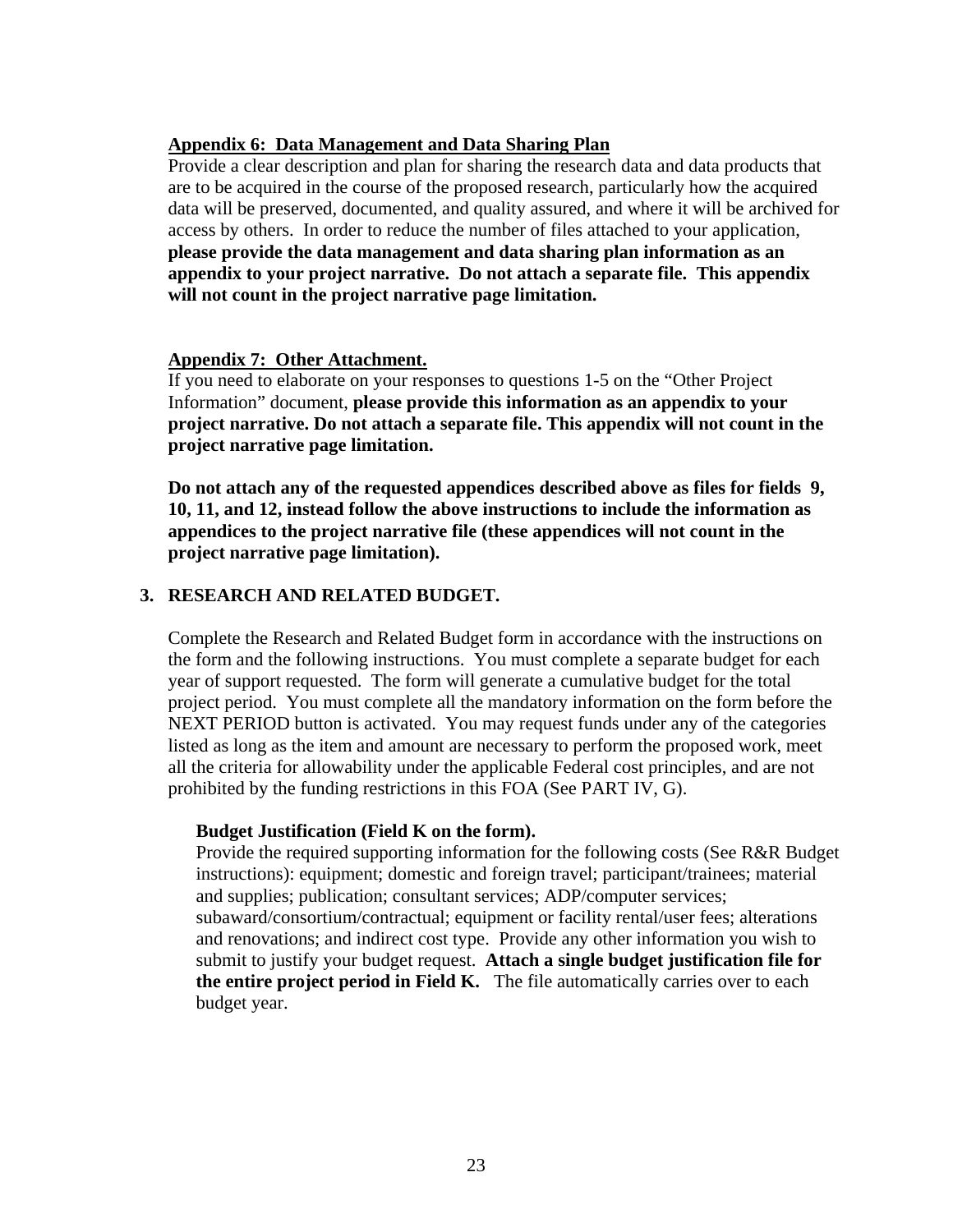**Appendix 6: Data Management and Data Sharing Plan**

Provide a clear description and plan for sharing the research data and data products that are to be acquired in the course of the proposed research, particularly how the acquired data will be preserved, documented, and quality assured, and where it will be archived for access by others. In order to reduce the number of files attached to your application, **please provide the data management and data sharing plan information as an appendix to your project narrative. Do not attach a separate file. This appendix will not count in the project narrative page limitation.**

**Appendix 7: Other Attachment.**

If you need to elaborate on your responses to questions 1-5 on the "Other Project Information" document, **please provide this information as an appendix to your project narrative. Do not attach a separate file. This appendix will not count in the project narrative page limitation.**

**Do not attach any of the requested appendices described above as files for fields 9, 10, 11, and 12, instead follow the above instructions to include the information as appendices to the project narrative file (these appendices will not count in the project narrative page limitation).**

## 3. RESEARCH AND RELATED BUDGET.

Complete the Research and Related Budget form in accordance with the instructions on the form and the following instructions. You must complete a separate budget for each year of support requested. The form will generate a cumulative budget for the total project period. You must complete all the mandatory information on the form before the NEXT PERIOD button is activated. You may request funds under any of the categories listed as long as the item and amount are necessary to perform the proposed work, meet all the criteria for allowability under the applicable Federal cost principles, and are not prohibited by the funding restrictions in this FOA (See PART IV, G).

**Budget Justification (Field K on the form).**

Provide the required supporting information for the following costs (See R&R Budget instructions): equipment; domestic and foreign travel; participant/trainees; material and supplies; publication; consultant services; ADP/computer services; subaward/consortium/contractual; equipment or facility rental/user fees; alterations and renovations; and indirect cost type. Provide any other information you wish to submit to justify your budget request. **Attach a single budget justification file for the entire project period in Field K.** The file automatically carries over to each budget year.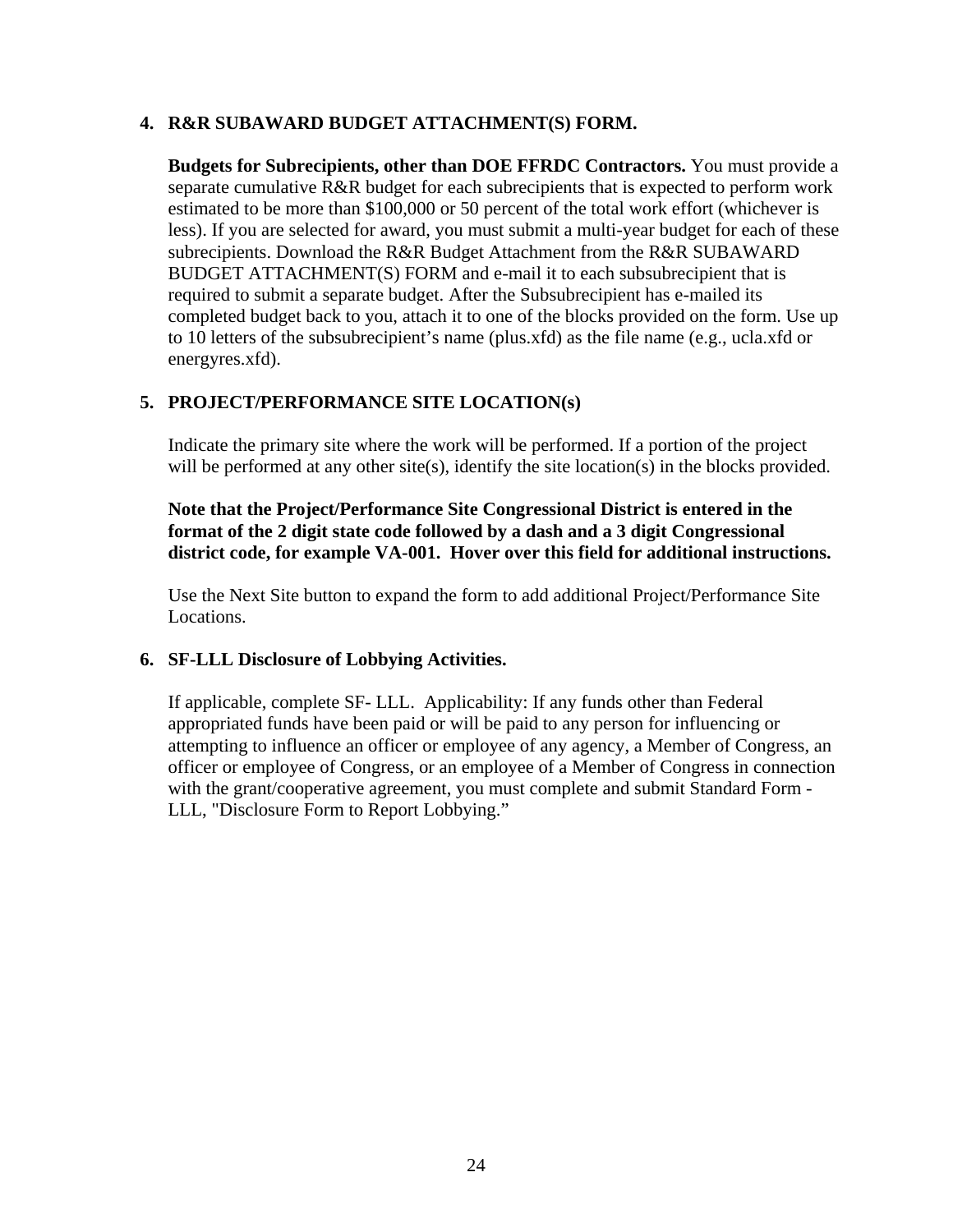**4. R&R SUBAWARD BUDGET ATTACHMENT(S) FORM.**

**Budgets for Subrecipients, other than DOE FFRDC Contractors.** You must provide a separate cumulative R&R budget for each subrecipients that is expected to perform work estimated to be more than $100,000 or 50 percent of the total work effort (whichever is less). If you are selected for award, you must submit a multi-year budget for each of these subrecipients. Download the R&R Budget Attachment from the R&R SUBAWARD BUDGET ATTACHMENT(S) FORM and e-mail it to each subsubrecipient that is required to submit a separate budget. After the Subsubrecipient has e-mailed its completed budget back to you, attach it to one of the blocks provided on the form. Use up to 10 letters of the subsubrecipient's name (plus.xfd) as the file name (e.g., ucla.xfd or energyres.xfd).

**5. PROJECT/PERFORMANCE SITE LOCATION(s)**

Indicate the primary site where the work will be performed. If a portion of the project will be performed at any other site(s), identify the site location(s) in the blocks provided.

**Note that the Project/Performance Site Congressional District is entered in the format of the 2 digit state code followed by a dash and a 3 digit Congressional district code, for example VA-001. Hover over this field for additional instructions.**

Use the Next Site button to expand the form to add additional Project/Performance Site Locations.

**6. SF-LLL Disclosure of Lobbying Activities.**

If applicable, complete SF- LLL. Applicability: If any funds other than Federal appropriated funds have been paid or will be paid to any person for influencing or attempting to influence an officer or employee of any agency, a Member of Congress, an officer or employee of Congress, or an employee of a Member of Congress in connection with the grant/cooperative agreement, you must complete and submit Standard Form - LLL, "Disclosure Form to Report Lobbying."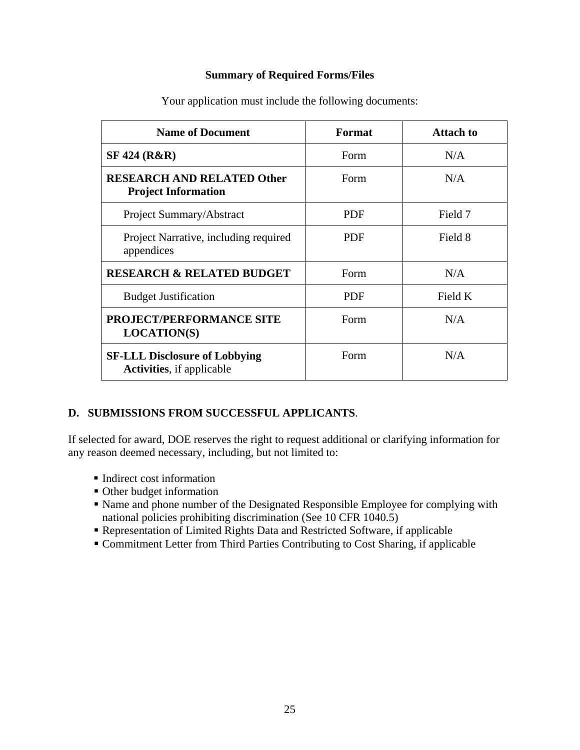**Summary of Required Forms/Files**

Your application must include the following documents:

| Name of Document | Format | Attach to |
| --- | --- | --- |
| **SF 424 (R&R)** | Form | N/A |
| **RESEARCH AND RELATED Other Project Information** | Form | N/A |
| Project Summary/Abstract | PDF | Field 7 |
| Project Narrative, including required appendices | PDF | Field 8 |
| **RESEARCH & RELATED BUDGET** | Form | N/A |
| Budget Justification | PDF | Field K |
| **PROJECT/PERFORMANCE SITE LOCATION(S)** | Form | N/A |
| **SF-LLL Disclosure of Lobbying Activities**, if applicable | Form | N/A |

## D. SUBMISSIONS FROM SUCCESSFUL APPLICANTS.

If selected for award, DOE reserves the right to request additional or clarifying information for any reason deemed necessary, including, but not limited to:

- Indirect cost information
- Other budget information
- Name and phone number of the Designated Responsible Employee for complying with national policies prohibiting discrimination (See 10 CFR 1040.5)
- Representation of Limited Rights Data and Restricted Software, if applicable
- Commitment Letter from Third Parties Contributing to Cost Sharing, if applicable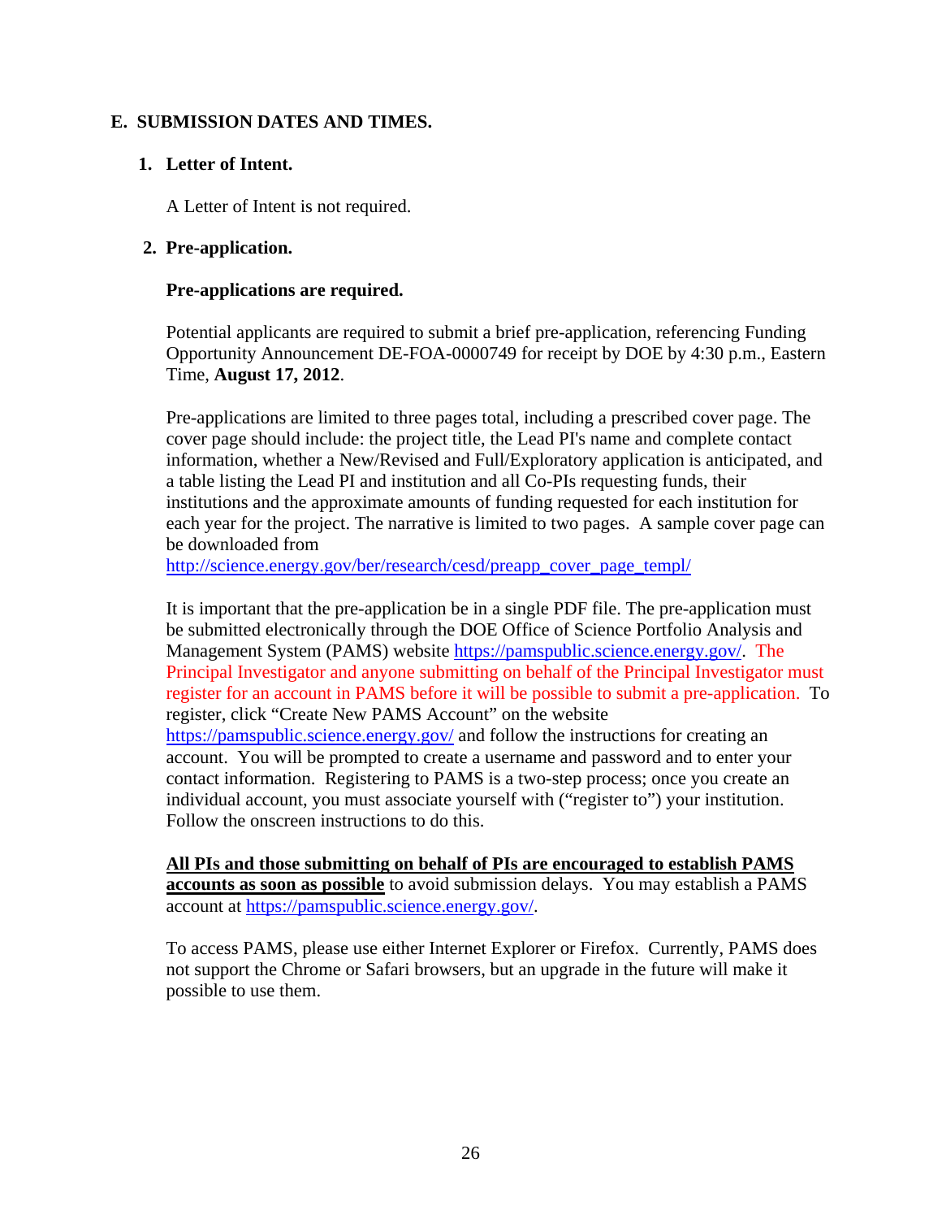## E. SUBMISSION DATES AND TIMES.

### 1. Letter of Intent.

A Letter of Intent is not required.

### 2. Pre-application.

**Pre-applications are required.**

Potential applicants are required to submit a brief pre-application, referencing Funding Opportunity Announcement DE-FOA-0000749 for receipt by DOE by 4:30 p.m., Eastern Time, **August 17, 2012**.

Pre-applications are limited to three pages total, including a prescribed cover page. The cover page should include: the project title, the Lead PI's name and complete contact information, whether a New/Revised and Full/Exploratory application is anticipated, and a table listing the Lead PI and institution and all Co-PIs requesting funds, their institutions and the approximate amounts of funding requested for each institution for each year for the project. The narrative is limited to two pages. A sample cover page can be downloaded from http://science.energy.gov/ber/research/cesd/preapp_cover_page_templ/

It is important that the pre-application be in a single PDF file. The pre-application must be submitted electronically through the DOE Office of Science Portfolio Analysis and Management System (PAMS) website https://pamspublic.science.energy.gov/. The Principal Investigator and anyone submitting on behalf of the Principal Investigator must register for an account in PAMS before it will be possible to submit a pre-application. To register, click "Create New PAMS Account" on the website https://pamspublic.science.energy.gov/ and follow the instructions for creating an account. You will be prompted to create a username and password and to enter your contact information. Registering to PAMS is a two-step process; once you create an individual account, you must associate yourself with ("register to") your institution. Follow the onscreen instructions to do this.

**All PIs and those submitting on behalf of PIs are encouraged to establish PAMS accounts as soon as possible** to avoid submission delays. You may establish a PAMS account at https://pamspublic.science.energy.gov/.

To access PAMS, please use either Internet Explorer or Firefox. Currently, PAMS does not support the Chrome or Safari browsers, but an upgrade in the future will make it possible to use them.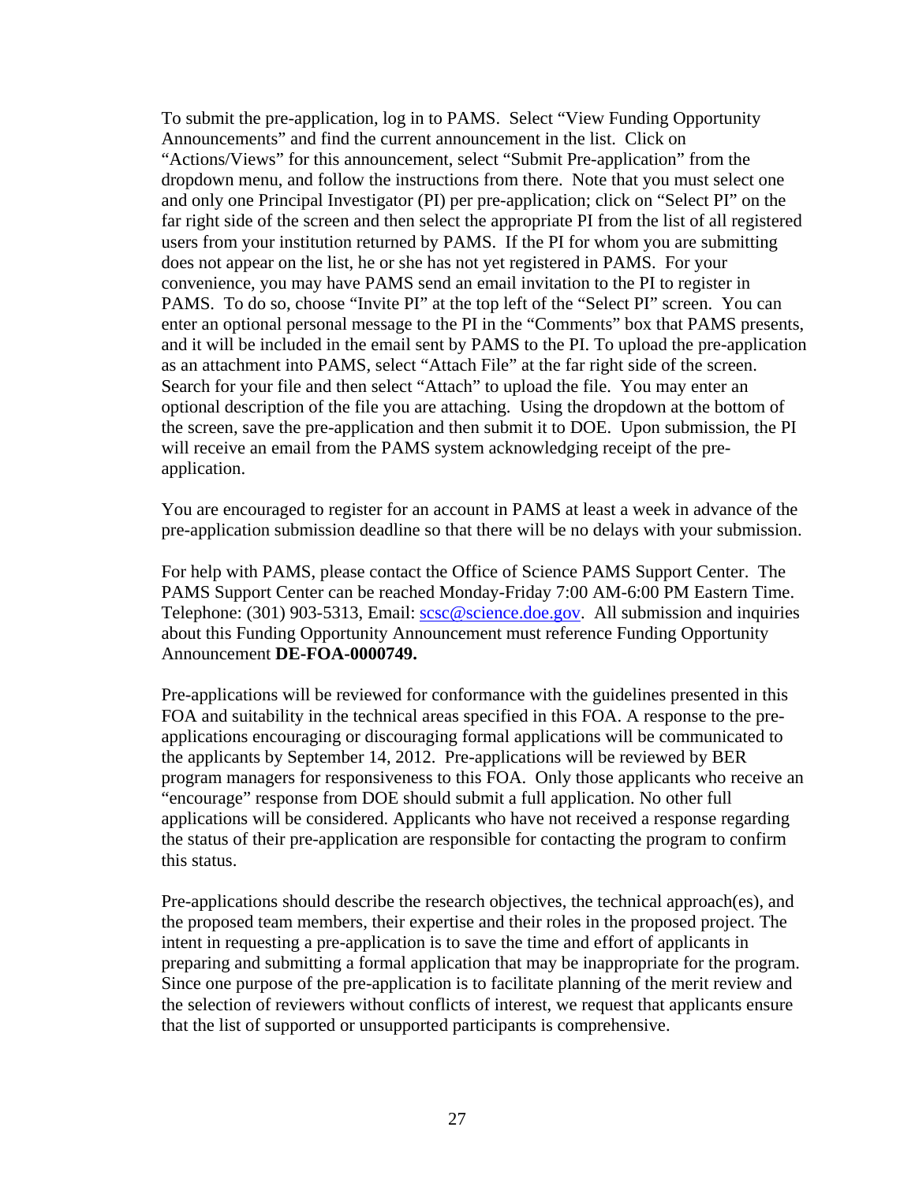To submit the pre-application, log in to PAMS. Select "View Funding Opportunity Announcements" and find the current announcement in the list. Click on "Actions/Views" for this announcement, select "Submit Pre-application" from the dropdown menu, and follow the instructions from there. Note that you must select one and only one Principal Investigator (PI) per pre-application; click on "Select PI" on the far right side of the screen and then select the appropriate PI from the list of all registered users from your institution returned by PAMS. If the PI for whom you are submitting does not appear on the list, he or she has not yet registered in PAMS. For your convenience, you may have PAMS send an email invitation to the PI to register in PAMS. To do so, choose "Invite PI" at the top left of the "Select PI" screen. You can enter an optional personal message to the PI in the "Comments" box that PAMS presents, and it will be included in the email sent by PAMS to the PI. To upload the pre-application as an attachment into PAMS, select "Attach File" at the far right side of the screen. Search for your file and then select "Attach" to upload the file. You may enter an optional description of the file you are attaching. Using the dropdown at the bottom of the screen, save the pre-application and then submit it to DOE. Upon submission, the PI will receive an email from the PAMS system acknowledging receipt of the pre-application.

You are encouraged to register for an account in PAMS at least a week in advance of the pre-application submission deadline so that there will be no delays with your submission.

For help with PAMS, please contact the Office of Science PAMS Support Center. The PAMS Support Center can be reached Monday-Friday 7:00 AM-6:00 PM Eastern Time. Telephone: (301) 903-5313, Email: scsc@science.doe.gov. All submission and inquiries about this Funding Opportunity Announcement must reference Funding Opportunity Announcement **DE-FOA-0000749.**

Pre-applications will be reviewed for conformance with the guidelines presented in this FOA and suitability in the technical areas specified in this FOA. A response to the pre-applications encouraging or discouraging formal applications will be communicated to the applicants by September 14, 2012. Pre-applications will be reviewed by BER program managers for responsiveness to this FOA. Only those applicants who receive an "encourage" response from DOE should submit a full application. No other full applications will be considered. Applicants who have not received a response regarding the status of their pre-application are responsible for contacting the program to confirm this status.

Pre-applications should describe the research objectives, the technical approach(es), and the proposed team members, their expertise and their roles in the proposed project. The intent in requesting a pre-application is to save the time and effort of applicants in preparing and submitting a formal application that may be inappropriate for the program. Since one purpose of the pre-application is to facilitate planning of the merit review and the selection of reviewers without conflicts of interest, we request that applicants ensure that the list of supported or unsupported participants is comprehensive.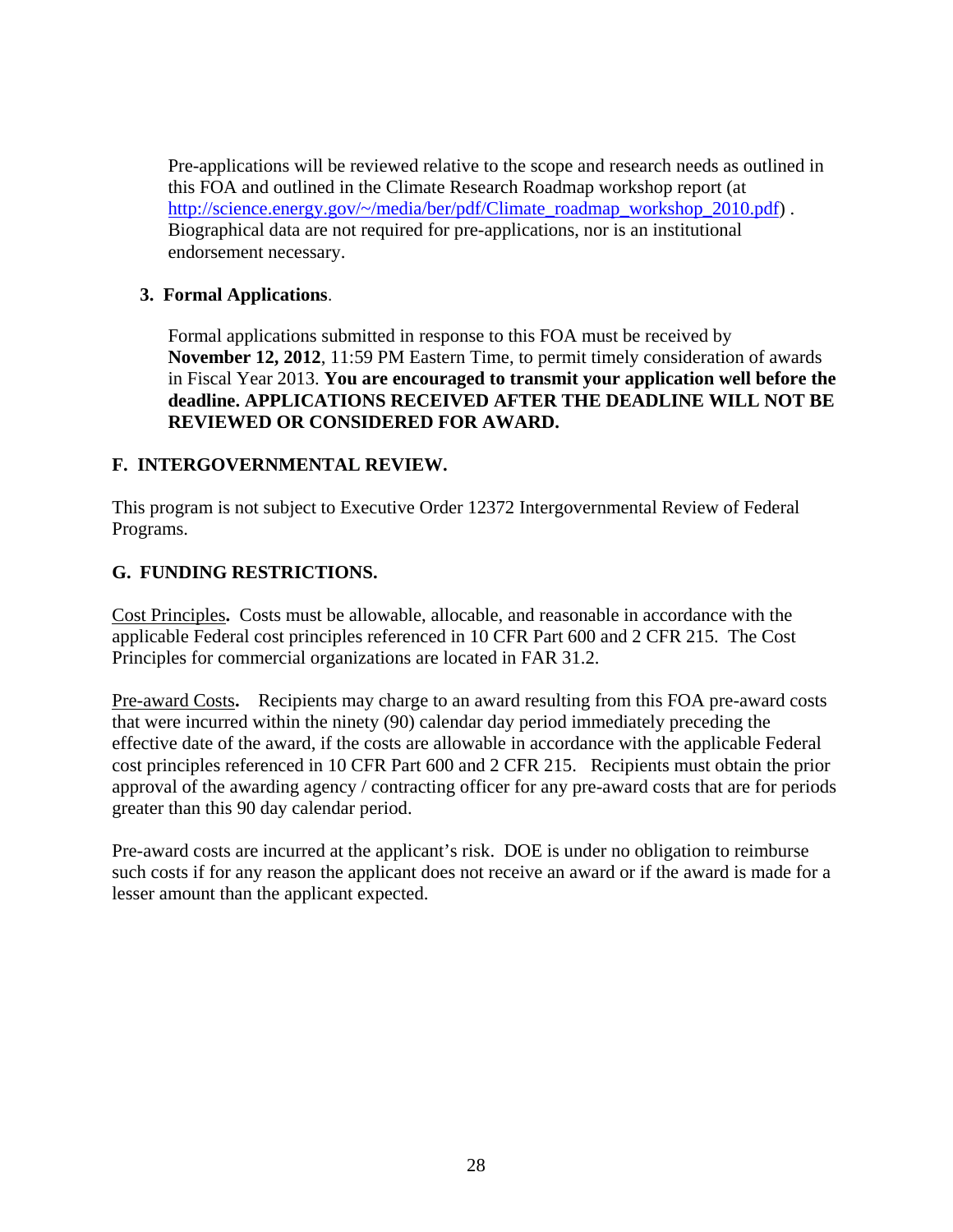Pre-applications will be reviewed relative to the scope and research needs as outlined in this FOA and outlined in the Climate Research Roadmap workshop report (at [http://science.energy.gov/~/media/ber/pdf/Climate_roadmap_workshop_2010.pdf](http://science.energy.gov/~/media/ber/pdf/Climate_roadmap_workshop_2010.pdf)) . Biographical data are not required for pre-applications, nor is an institutional endorsement necessary.

**3. Formal Applications**.

Formal applications submitted in response to this FOA must be received by **November 12, 2012**, 11:59 PM Eastern Time, to permit timely consideration of awards in Fiscal Year 2013. **You are encouraged to transmit your application well before the deadline. APPLICATIONS RECEIVED AFTER THE DEADLINE WILL NOT BE REVIEWED OR CONSIDERED FOR AWARD.**

## F. INTERGOVERNMENTAL REVIEW.

This program is not subject to Executive Order 12372 Intergovernmental Review of Federal Programs.

## G. FUNDING RESTRICTIONS.

Cost Principles**.** Costs must be allowable, allocable, and reasonable in accordance with the applicable Federal cost principles referenced in 10 CFR Part 600 and 2 CFR 215. The Cost Principles for commercial organizations are located in FAR 31.2.

Pre-award Costs**.** Recipients may charge to an award resulting from this FOA pre-award costs that were incurred within the ninety (90) calendar day period immediately preceding the effective date of the award, if the costs are allowable in accordance with the applicable Federal cost principles referenced in 10 CFR Part 600 and 2 CFR 215. Recipients must obtain the prior approval of the awarding agency / contracting officer for any pre-award costs that are for periods greater than this 90 day calendar period.

Pre-award costs are incurred at the applicant's risk. DOE is under no obligation to reimburse such costs if for any reason the applicant does not receive an award or if the award is made for a lesser amount than the applicant expected.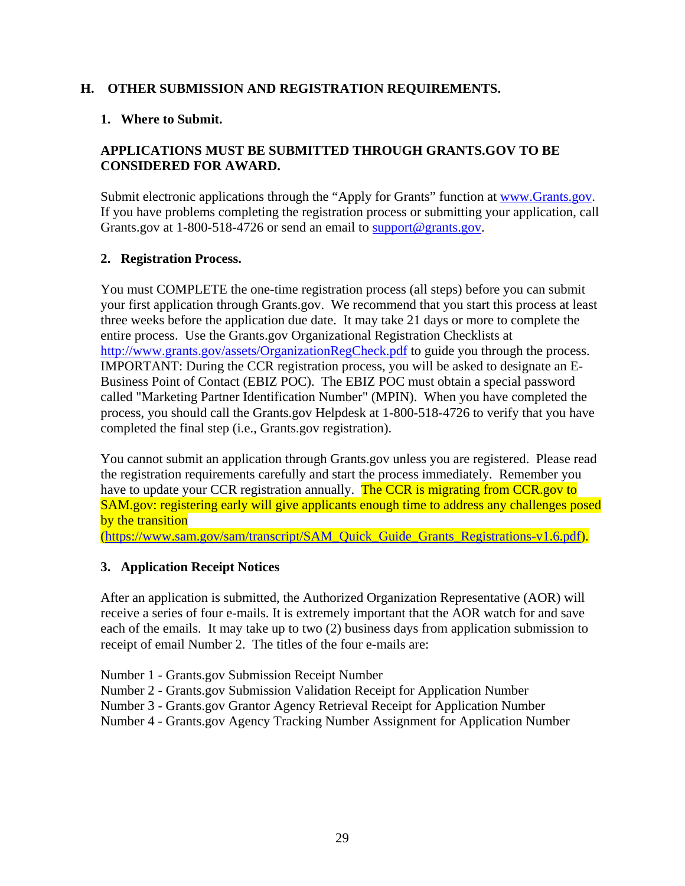## H. OTHER SUBMISSION AND REGISTRATION REQUIREMENTS.

### 1. Where to Submit.

**APPLICATIONS MUST BE SUBMITTED THROUGH GRANTS.GOV TO BE CONSIDERED FOR AWARD.**

Submit electronic applications through the "Apply for Grants" function at www.Grants.gov. If you have problems completing the registration process or submitting your application, call Grants.gov at 1-800-518-4726 or send an email to support@grants.gov.

### 2. Registration Process.

You must COMPLETE the one-time registration process (all steps) before you can submit your first application through Grants.gov. We recommend that you start this process at least three weeks before the application due date. It may take 21 days or more to complete the entire process. Use the Grants.gov Organizational Registration Checklists at http://www.grants.gov/assets/OrganizationRegCheck.pdf to guide you through the process. IMPORTANT: During the CCR registration process, you will be asked to designate an E-Business Point of Contact (EBIZ POC). The EBIZ POC must obtain a special password called "Marketing Partner Identification Number" (MPIN). When you have completed the process, you should call the Grants.gov Helpdesk at 1-800-518-4726 to verify that you have completed the final step (i.e., Grants.gov registration).

You cannot submit an application through Grants.gov unless you are registered. Please read the registration requirements carefully and start the process immediately. Remember you have to update your CCR registration annually. The CCR is migrating from CCR.gov to SAM.gov: registering early will give applicants enough time to address any challenges posed by the transition (https://www.sam.gov/sam/transcript/SAM_Quick_Guide_Grants_Registrations-v1.6.pdf).

### 3. Application Receipt Notices

After an application is submitted, the Authorized Organization Representative (AOR) will receive a series of four e-mails. It is extremely important that the AOR watch for and save each of the emails. It may take up to two (2) business days from application submission to receipt of email Number 2. The titles of the four e-mails are:

Number 1 - Grants.gov Submission Receipt Number
Number 2 - Grants.gov Submission Validation Receipt for Application Number
Number 3 - Grants.gov Grantor Agency Retrieval Receipt for Application Number
Number 4 - Grants.gov Agency Tracking Number Assignment for Application Number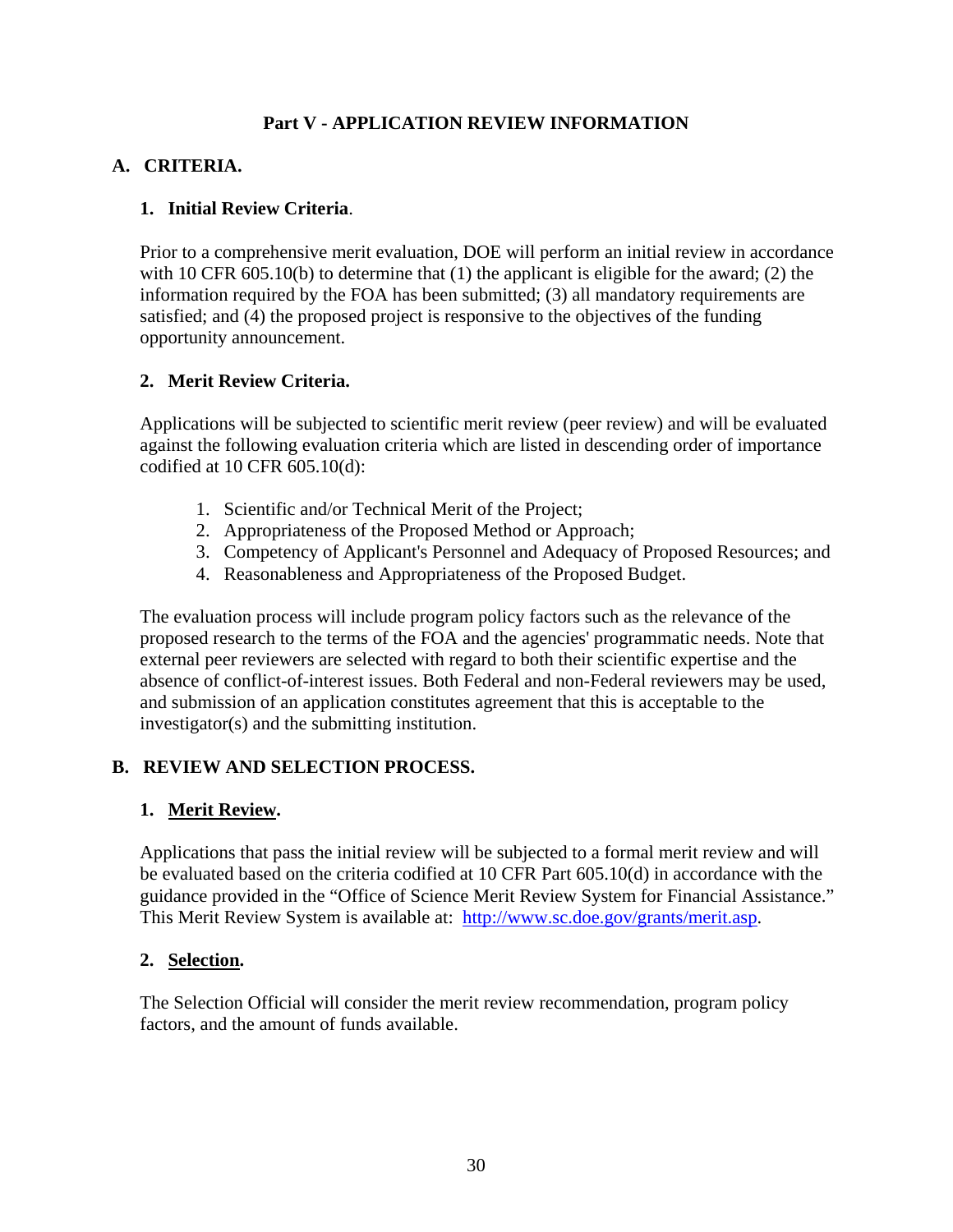## Part V - APPLICATION REVIEW INFORMATION

### A. CRITERIA.

#### 1. Initial Review Criteria.

Prior to a comprehensive merit evaluation, DOE will perform an initial review in accordance with 10 CFR 605.10(b) to determine that (1) the applicant is eligible for the award; (2) the information required by the FOA has been submitted; (3) all mandatory requirements are satisfied; and (4) the proposed project is responsive to the objectives of the funding opportunity announcement.

#### 2. Merit Review Criteria.

Applications will be subjected to scientific merit review (peer review) and will be evaluated against the following evaluation criteria which are listed in descending order of importance codified at 10 CFR 605.10(d):

1. Scientific and/or Technical Merit of the Project;
2. Appropriateness of the Proposed Method or Approach;
3. Competency of Applicant's Personnel and Adequacy of Proposed Resources; and
4. Reasonableness and Appropriateness of the Proposed Budget.

The evaluation process will include program policy factors such as the relevance of the proposed research to the terms of the FOA and the agencies' programmatic needs. Note that external peer reviewers are selected with regard to both their scientific expertise and the absence of conflict-of-interest issues. Both Federal and non-Federal reviewers may be used, and submission of an application constitutes agreement that this is acceptable to the investigator(s) and the submitting institution.

### B. REVIEW AND SELECTION PROCESS.

#### 1. Merit Review.

Applications that pass the initial review will be subjected to a formal merit review and will be evaluated based on the criteria codified at 10 CFR Part 605.10(d) in accordance with the guidance provided in the "Office of Science Merit Review System for Financial Assistance." This Merit Review System is available at: http://www.sc.doe.gov/grants/merit.asp.

#### 2. Selection.

The Selection Official will consider the merit review recommendation, program policy factors, and the amount of funds available.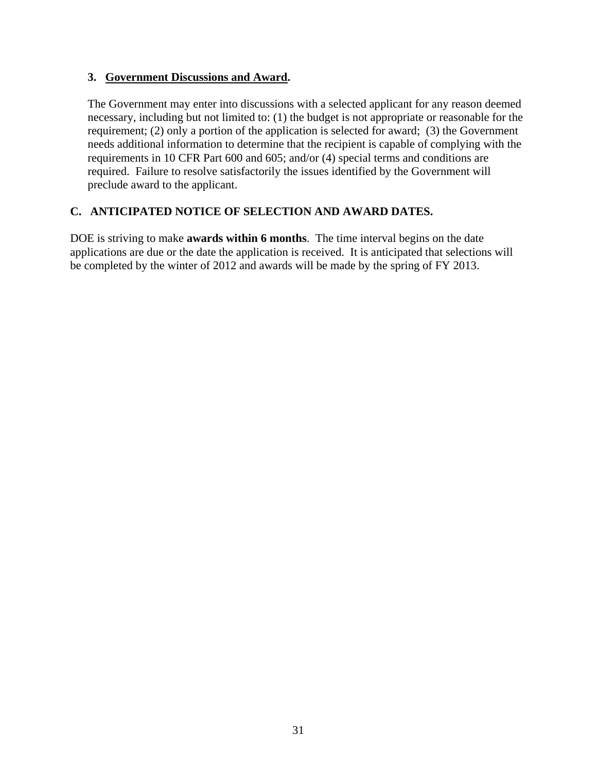### 3. **Government Discussions and Award**.

The Government may enter into discussions with a selected applicant for any reason deemed necessary, including but not limited to: (1) the budget is not appropriate or reasonable for the requirement; (2) only a portion of the application is selected for award; (3) the Government needs additional information to determine that the recipient is capable of complying with the requirements in 10 CFR Part 600 and 605; and/or (4) special terms and conditions are required. Failure to resolve satisfactorily the issues identified by the Government will preclude award to the applicant.

## C. ANTICIPATED NOTICE OF SELECTION AND AWARD DATES.

DOE is striving to make **awards within 6 months**. The time interval begins on the date applications are due or the date the application is received. It is anticipated that selections will be completed by the winter of 2012 and awards will be made by the spring of FY 2013.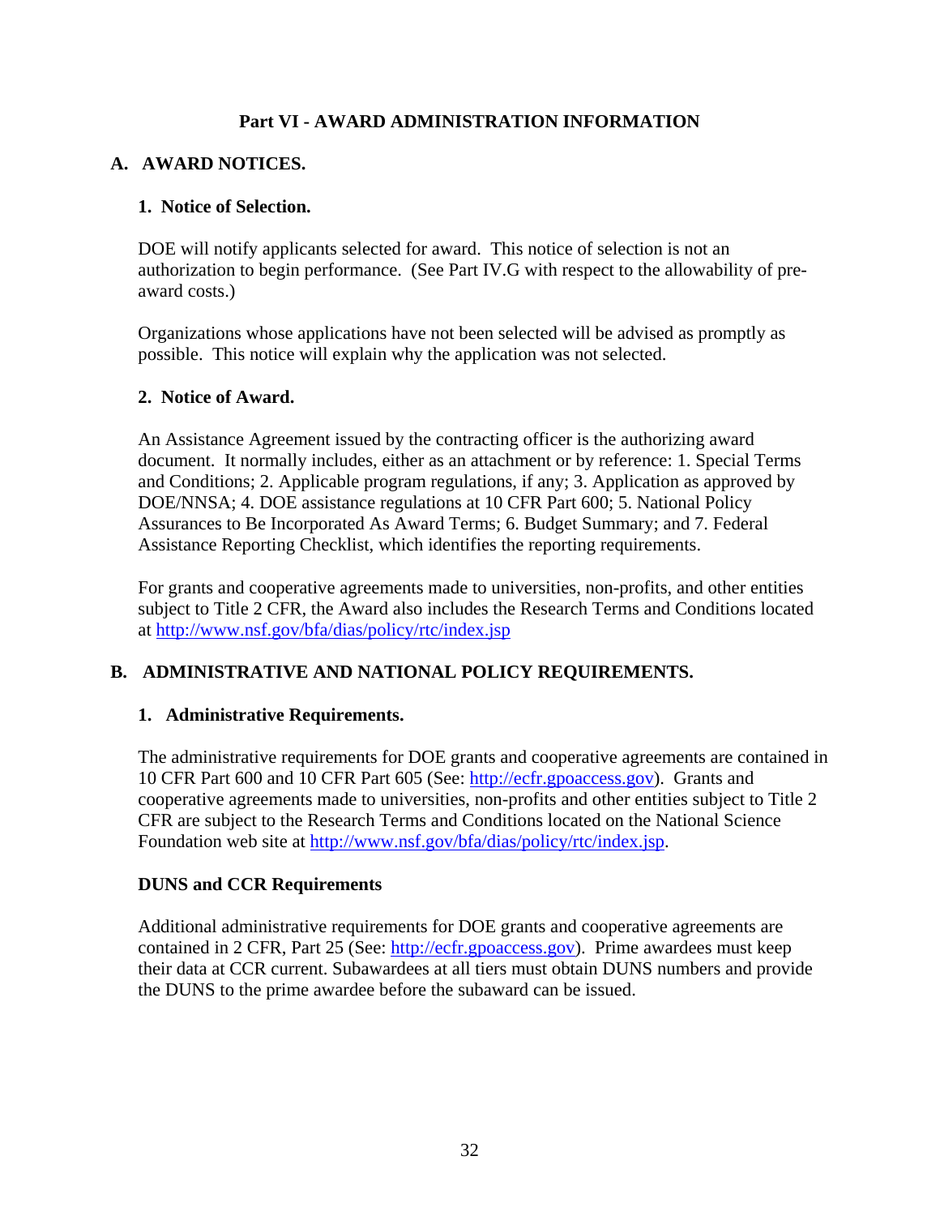# Part VI - AWARD ADMINISTRATION INFORMATION

## A. AWARD NOTICES.

### 1. Notice of Selection.

DOE will notify applicants selected for award. This notice of selection is not an authorization to begin performance. (See Part IV.G with respect to the allowability of pre-award costs.)

Organizations whose applications have not been selected will be advised as promptly as possible. This notice will explain why the application was not selected.

### 2. Notice of Award.

An Assistance Agreement issued by the contracting officer is the authorizing award document. It normally includes, either as an attachment or by reference: 1. Special Terms and Conditions; 2. Applicable program regulations, if any; 3. Application as approved by DOE/NNSA; 4. DOE assistance regulations at 10 CFR Part 600; 5. National Policy Assurances to Be Incorporated As Award Terms; 6. Budget Summary; and 7. Federal Assistance Reporting Checklist, which identifies the reporting requirements.

For grants and cooperative agreements made to universities, non-profits, and other entities subject to Title 2 CFR, the Award also includes the Research Terms and Conditions located at http://www.nsf.gov/bfa/dias/policy/rtc/index.jsp

## B. ADMINISTRATIVE AND NATIONAL POLICY REQUIREMENTS.

### 1. Administrative Requirements.

The administrative requirements for DOE grants and cooperative agreements are contained in 10 CFR Part 600 and 10 CFR Part 605 (See: http://ecfr.gpoaccess.gov). Grants and cooperative agreements made to universities, non-profits and other entities subject to Title 2 CFR are subject to the Research Terms and Conditions located on the National Science Foundation web site at http://www.nsf.gov/bfa/dias/policy/rtc/index.jsp.

### DUNS and CCR Requirements

Additional administrative requirements for DOE grants and cooperative agreements are contained in 2 CFR, Part 25 (See: http://ecfr.gpoaccess.gov). Prime awardees must keep their data at CCR current. Subawardees at all tiers must obtain DUNS numbers and provide the DUNS to the prime awardee before the subaward can be issued.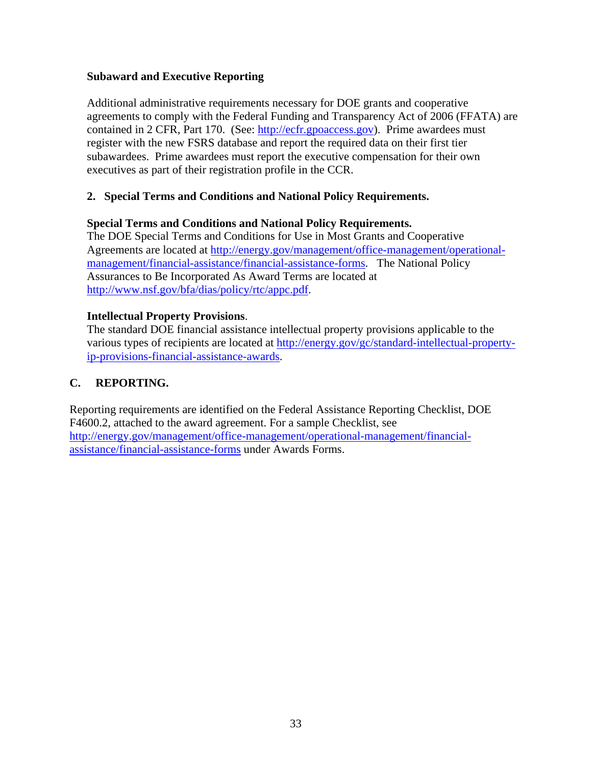**Subaward and Executive Reporting**

Additional administrative requirements necessary for DOE grants and cooperative agreements to comply with the Federal Funding and Transparency Act of 2006 (FFATA) are contained in 2 CFR, Part 170. (See: http://ecfr.gpoaccess.gov). Prime awardees must register with the new FSRS database and report the required data on their first tier subawardees. Prime awardees must report the executive compensation for their own executives as part of their registration profile in the CCR.

**2. Special Terms and Conditions and National Policy Requirements.**

**Special Terms and Conditions and National Policy Requirements.**
The DOE Special Terms and Conditions for Use in Most Grants and Cooperative Agreements are located at http://energy.gov/management/office-management/operational-management/financial-assistance/financial-assistance-forms. The National Policy Assurances to Be Incorporated As Award Terms are located at http://www.nsf.gov/bfa/dias/policy/rtc/appc.pdf.

**Intellectual Property Provisions**.
The standard DOE financial assistance intellectual property provisions applicable to the various types of recipients are located at http://energy.gov/gc/standard-intellectual-property-ip-provisions-financial-assistance-awards.

## C. REPORTING.

Reporting requirements are identified on the Federal Assistance Reporting Checklist, DOE F4600.2, attached to the award agreement. For a sample Checklist, see http://energy.gov/management/office-management/operational-management/financial-assistance/financial-assistance-forms under Awards Forms.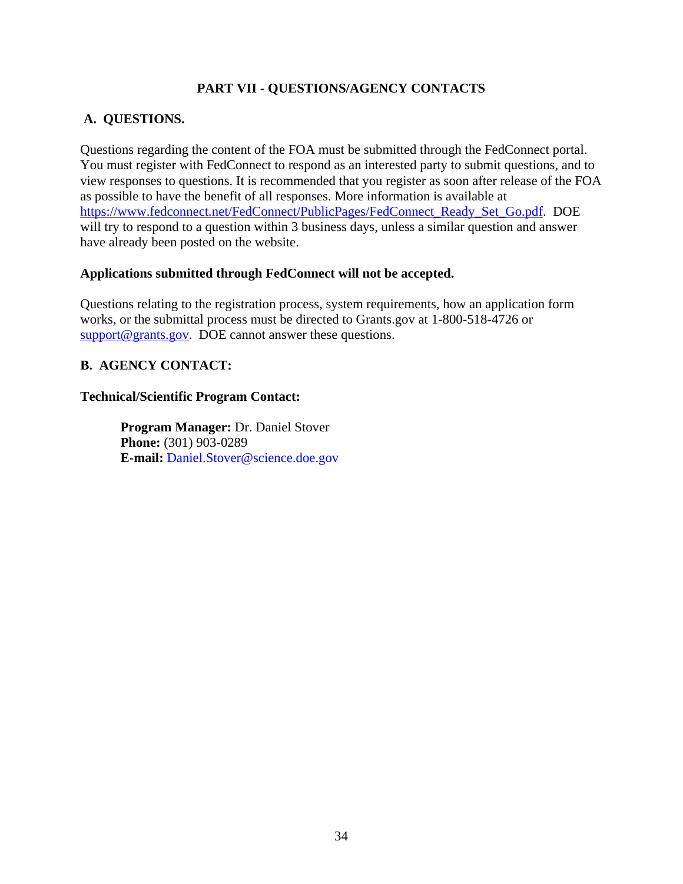# PART VII - QUESTIONS/AGENCY CONTACTS

## A. QUESTIONS.

Questions regarding the content of the FOA must be submitted through the FedConnect portal. You must register with FedConnect to respond as an interested party to submit questions, and to view responses to questions. It is recommended that you register as soon after release of the FOA as possible to have the benefit of all responses. More information is available at https://www.fedconnect.net/FedConnect/PublicPages/FedConnect_Ready_Set_Go.pdf. DOE will try to respond to a question within 3 business days, unless a similar question and answer have already been posted on the website.

**Applications submitted through FedConnect will not be accepted.**

Questions relating to the registration process, system requirements, how an application form works, or the submittal process must be directed to Grants.gov at 1-800-518-4726 or support@grants.gov. DOE cannot answer these questions.

## B. AGENCY CONTACT:

**Technical/Scientific Program Contact:**

**Program Manager:** Dr. Daniel Stover
**Phone:** (301) 903-0289
**E-mail:** Daniel.Stover@science.doe.gov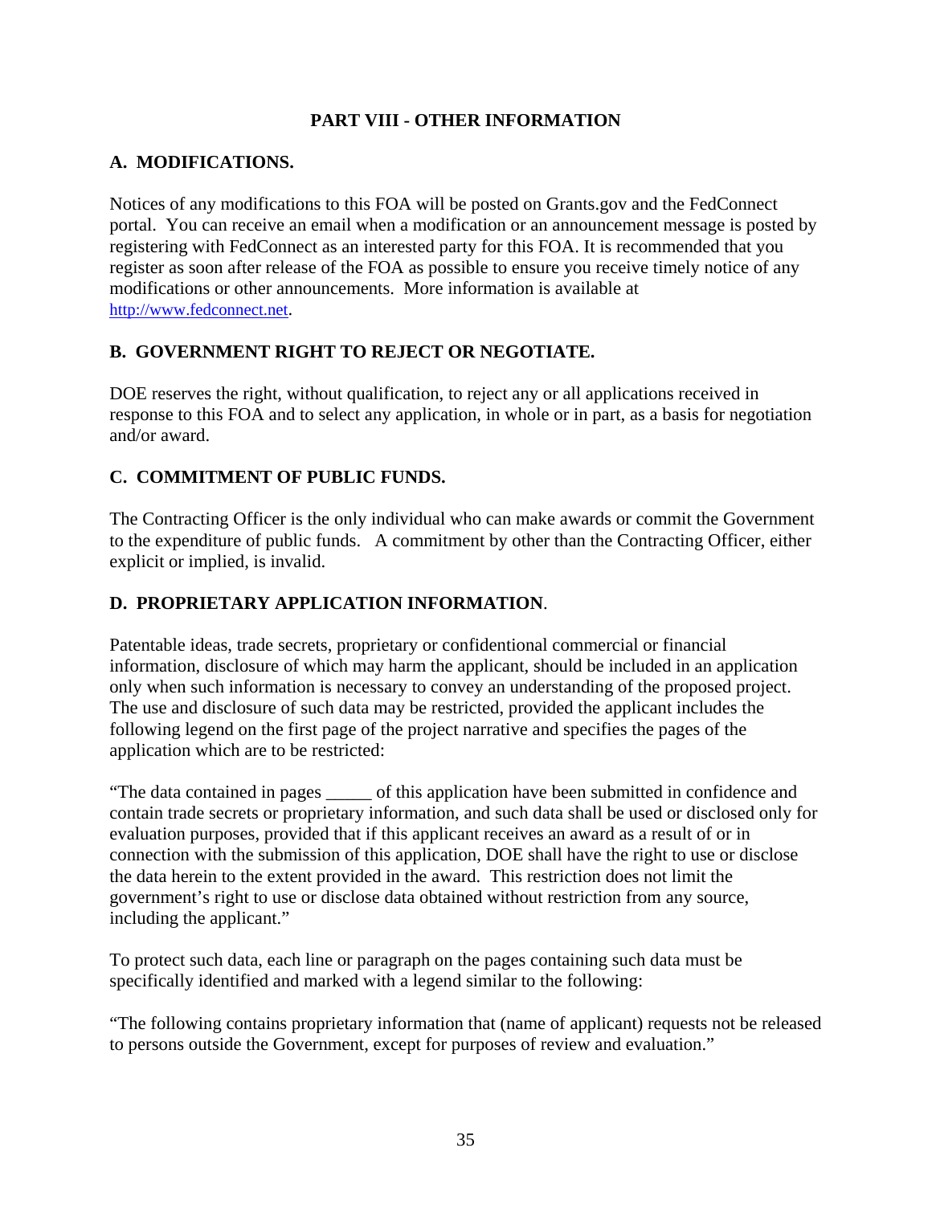# PART VIII - OTHER INFORMATION

## A. MODIFICATIONS.

Notices of any modifications to this FOA will be posted on Grants.gov and the FedConnect portal. You can receive an email when a modification or an announcement message is posted by registering with FedConnect as an interested party for this FOA. It is recommended that you register as soon after release of the FOA as possible to ensure you receive timely notice of any modifications or other announcements. More information is available at http://www.fedconnect.net.

## B. GOVERNMENT RIGHT TO REJECT OR NEGOTIATE.

DOE reserves the right, without qualification, to reject any or all applications received in response to this FOA and to select any application, in whole or in part, as a basis for negotiation and/or award.

## C. COMMITMENT OF PUBLIC FUNDS.

The Contracting Officer is the only individual who can make awards or commit the Government to the expenditure of public funds. A commitment by other than the Contracting Officer, either explicit or implied, is invalid.

## D. PROPRIETARY APPLICATION INFORMATION.

Patentable ideas, trade secrets, proprietary or confidentional commercial or financial information, disclosure of which may harm the applicant, should be included in an application only when such information is necessary to convey an understanding of the proposed project. The use and disclosure of such data may be restricted, provided the applicant includes the following legend on the first page of the project narrative and specifies the pages of the application which are to be restricted:

"The data contained in pages _____ of this application have been submitted in confidence and contain trade secrets or proprietary information, and such data shall be used or disclosed only for evaluation purposes, provided that if this applicant receives an award as a result of or in connection with the submission of this application, DOE shall have the right to use or disclose the data herein to the extent provided in the award. This restriction does not limit the government's right to use or disclose data obtained without restriction from any source, including the applicant."

To protect such data, each line or paragraph on the pages containing such data must be specifically identified and marked with a legend similar to the following:

"The following contains proprietary information that (name of applicant) requests not be released to persons outside the Government, except for purposes of review and evaluation."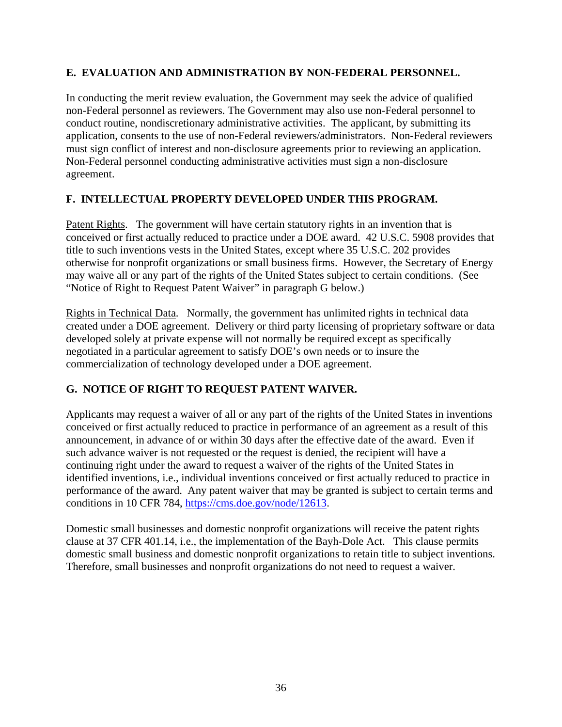## E. EVALUATION AND ADMINISTRATION BY NON-FEDERAL PERSONNEL.

In conducting the merit review evaluation, the Government may seek the advice of qualified non-Federal personnel as reviewers. The Government may also use non-Federal personnel to conduct routine, nondiscretionary administrative activities. The applicant, by submitting its application, consents to the use of non-Federal reviewers/administrators. Non-Federal reviewers must sign conflict of interest and non-disclosure agreements prior to reviewing an application. Non-Federal personnel conducting administrative activities must sign a non-disclosure agreement.

## F. INTELLECTUAL PROPERTY DEVELOPED UNDER THIS PROGRAM.

<u>Patent Rights</u>. The government will have certain statutory rights in an invention that is conceived or first actually reduced to practice under a DOE award. 42 U.S.C. 5908 provides that title to such inventions vests in the United States, except where 35 U.S.C. 202 provides otherwise for nonprofit organizations or small business firms. However, the Secretary of Energy may waive all or any part of the rights of the United States subject to certain conditions. (See "Notice of Right to Request Patent Waiver" in paragraph G below.)

<u>Rights in Technical Data</u>. Normally, the government has unlimited rights in technical data created under a DOE agreement. Delivery or third party licensing of proprietary software or data developed solely at private expense will not normally be required except as specifically negotiated in a particular agreement to satisfy DOE's own needs or to insure the commercialization of technology developed under a DOE agreement.

## G. NOTICE OF RIGHT TO REQUEST PATENT WAIVER.

Applicants may request a waiver of all or any part of the rights of the United States in inventions conceived or first actually reduced to practice in performance of an agreement as a result of this announcement, in advance of or within 30 days after the effective date of the award. Even if such advance waiver is not requested or the request is denied, the recipient will have a continuing right under the award to request a waiver of the rights of the United States in identified inventions, i.e., individual inventions conceived or first actually reduced to practice in performance of the award. Any patent waiver that may be granted is subject to certain terms and conditions in 10 CFR 784, [https://cms.doe.gov/node/12613](https://cms.doe.gov/node/12613).

Domestic small businesses and domestic nonprofit organizations will receive the patent rights clause at 37 CFR 401.14, i.e., the implementation of the Bayh-Dole Act. This clause permits domestic small business and domestic nonprofit organizations to retain title to subject inventions. Therefore, small businesses and nonprofit organizations do not need to request a waiver.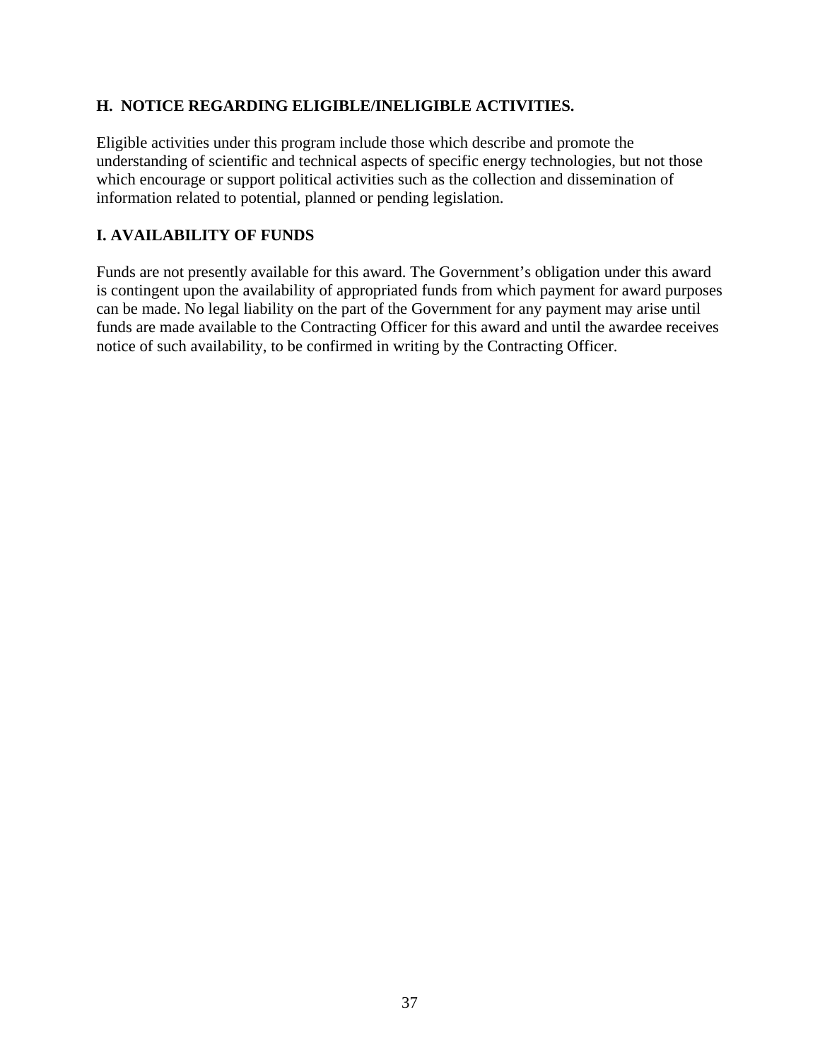### H. NOTICE REGARDING ELIGIBLE/INELIGIBLE ACTIVITIES.

Eligible activities under this program include those which describe and promote the understanding of scientific and technical aspects of specific energy technologies, but not those which encourage or support political activities such as the collection and dissemination of information related to potential, planned or pending legislation.

### I. AVAILABILITY OF FUNDS

Funds are not presently available for this award. The Government's obligation under this award is contingent upon the availability of appropriated funds from which payment for award purposes can be made. No legal liability on the part of the Government for any payment may arise until funds are made available to the Contracting Officer for this award and until the awardee receives notice of such availability, to be confirmed in writing by the Contracting Officer.